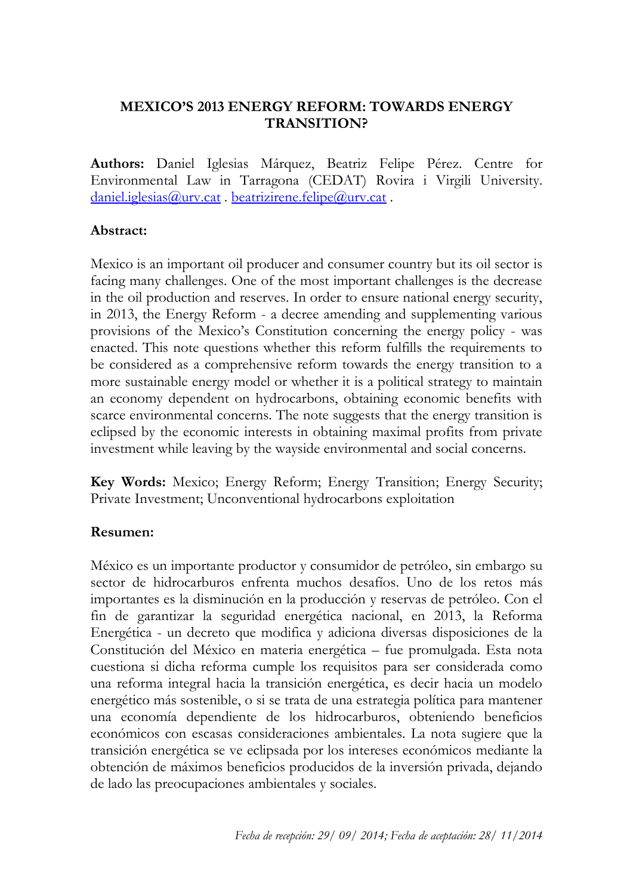# MEXICO'S 2013 ENERGY REFORM: TOWARDS ENERGY TRANSITION?

**Authors:** Daniel Iglesias Márquez, Beatriz Felipe Pérez. Centre for Environmental Law in Tarragona (CEDAT) Rovira i Virgili University. daniel.iglesias@urv.cat . beatrizirene.felipe@urv.cat .

**Abstract:**

Mexico is an important oil producer and consumer country but its oil sector is facing many challenges. One of the most important challenges is the decrease in the oil production and reserves. In order to ensure national energy security, in 2013, the Energy Reform - a decree amending and supplementing various provisions of the Mexico's Constitution concerning the energy policy - was enacted. This note questions whether this reform fulfills the requirements to be considered as a comprehensive reform towards the energy transition to a more sustainable energy model or whether it is a political strategy to maintain an economy dependent on hydrocarbons, obtaining economic benefits with scarce environmental concerns. The note suggests that the energy transition is eclipsed by the economic interests in obtaining maximal profits from private investment while leaving by the wayside environmental and social concerns.

**Key Words:** Mexico; Energy Reform; Energy Transition; Energy Security; Private Investment; Unconventional hydrocarbons exploitation

**Resumen:**

México es un importante productor y consumidor de petróleo, sin embargo su sector de hidrocarburos enfrenta muchos desafíos. Uno de los retos más importantes es la disminución en la producción y reservas de petróleo. Con el fin de garantizar la seguridad energética nacional, en 2013, la Reforma Energética - un decreto que modifica y adiciona diversas disposiciones de la Constitución del México en materia energética – fue promulgada. Esta nota cuestiona si dicha reforma cumple los requisitos para ser considerada como una reforma integral hacia la transición energética, es decir hacia un modelo energético más sostenible, o si se trata de una estrategia política para mantener una economía dependiente de los hidrocarburos, obteniendo beneficios económicos con escasas consideraciones ambientales. La nota sugiere que la transición energética se ve eclipsada por los intereses económicos mediante la obtención de máximos beneficios producidos de la inversión privada, dejando de lado las preocupaciones ambientales y sociales.

*Fecha de recepción: 29/ 09/ 2014; Fecha de aceptación: 28/ 11/2014*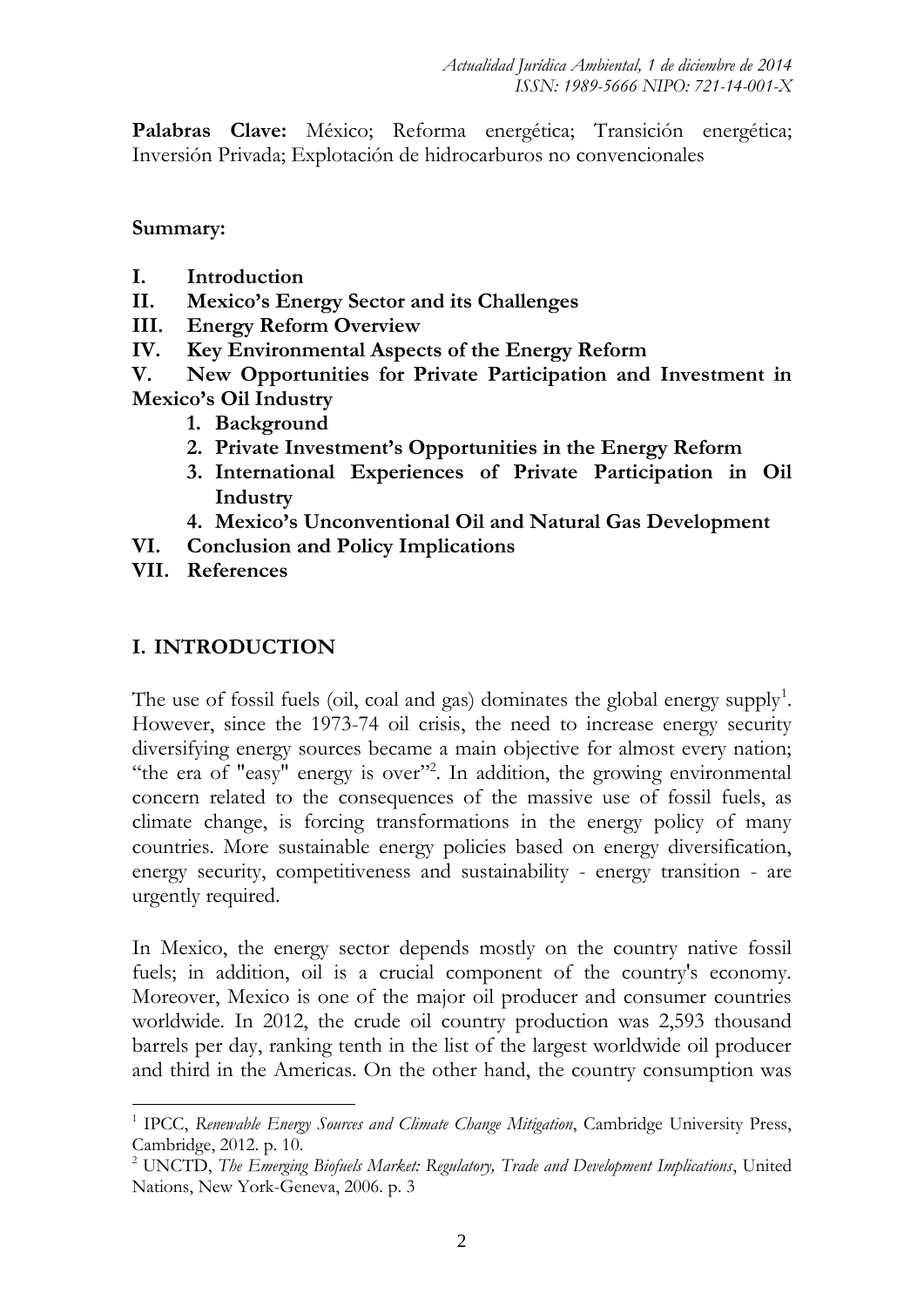**Palabras Clave:** México; Reforma energética; Transición energética; Inversión Privada; Explotación de hidrocarburos no convencionales

**Summary:**

- **I. Introduction**
- **II. Mexico's Energy Sector and its Challenges**
- **III. Energy Reform Overview**
- **IV. Key Environmental Aspects of the Energy Reform**
- **V. New Opportunities for Private Participation and Investment in Mexico's Oil Industry**
  1. **Background**
  2. **Private Investment's Opportunities in the Energy Reform**
  3. **International Experiences of Private Participation in Oil Industry**
  4. **Mexico's Unconventional Oil and Natural Gas Development**
- **VI. Conclusion and Policy Implications**
- **VII. References**

## I. INTRODUCTION

The use of fossil fuels (oil, coal and gas) dominates the global energy supply[1]. However, since the 1973-74 oil crisis, the need to increase energy security diversifying energy sources became a main objective for almost every nation; "the era of "easy" energy is over"[2]. In addition, the growing environmental concern related to the consequences of the massive use of fossil fuels, as climate change, is forcing transformations in the energy policy of many countries. More sustainable energy policies based on energy diversification, energy security, competitiveness and sustainability - energy transition - are urgently required.

In Mexico, the energy sector depends mostly on the country native fossil fuels; in addition, oil is a crucial component of the country's economy. Moreover, Mexico is one of the major oil producer and consumer countries worldwide. In 2012, the crude oil country production was 2,593 thousand barrels per day, ranking tenth in the list of the largest worldwide oil producer and third in the Americas. On the other hand, the country consumption was

---

[1] IPCC, *Renewable Energy Sources and Climate Change Mitigation*, Cambridge University Press, Cambridge, 2012. p. 10.

[2] UNCTD, *The Emerging Biofuels Market: Regulatory, Trade and Development Implications*, United Nations, New York-Geneva, 2006. p. 3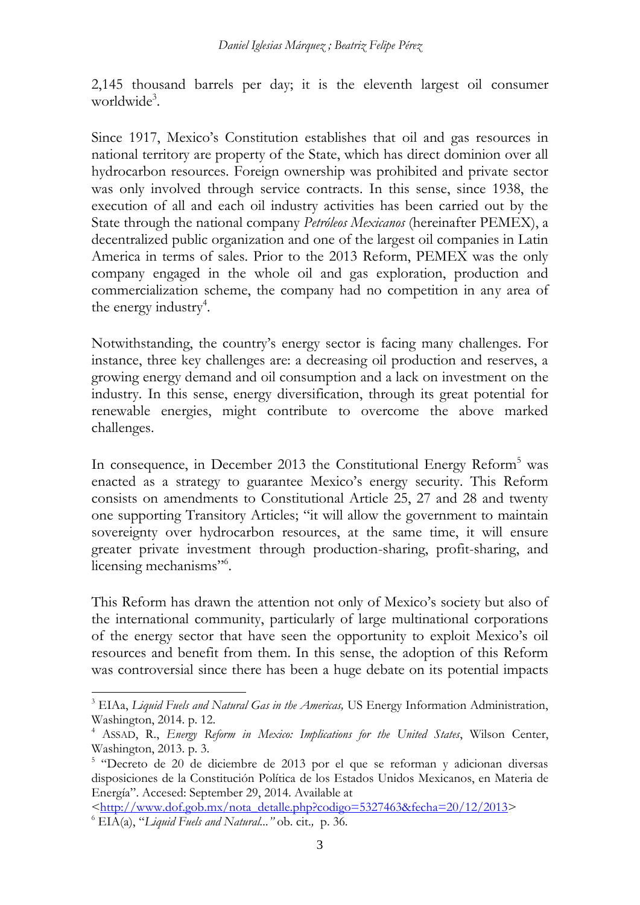2,145 thousand barrels per day; it is the eleventh largest oil consumer worldwide[3].

Since 1917, Mexico's Constitution establishes that oil and gas resources in national territory are property of the State, which has direct dominion over all hydrocarbon resources. Foreign ownership was prohibited and private sector was only involved through service contracts. In this sense, since 1938, the execution of all and each oil industry activities has been carried out by the State through the national company *Petróleos Mexicanos* (hereinafter PEMEX), a decentralized public organization and one of the largest oil companies in Latin America in terms of sales. Prior to the 2013 Reform, PEMEX was the only company engaged in the whole oil and gas exploration, production and commercialization scheme, the company had no competition in any area of the energy industry[4].

Notwithstanding, the country's energy sector is facing many challenges. For instance, three key challenges are: a decreasing oil production and reserves, a growing energy demand and oil consumption and a lack on investment on the industry. In this sense, energy diversification, through its great potential for renewable energies, might contribute to overcome the above marked challenges.

In consequence, in December 2013 the Constitutional Energy Reform[5] was enacted as a strategy to guarantee Mexico's energy security. This Reform consists on amendments to Constitutional Article 25, 27 and 28 and twenty one supporting Transitory Articles; "it will allow the government to maintain sovereignty over hydrocarbon resources, at the same time, it will ensure greater private investment through production-sharing, profit-sharing, and licensing mechanisms"[6].

This Reform has drawn the attention not only of Mexico's society but also of the international community, particularly of large multinational corporations of the energy sector that have seen the opportunity to exploit Mexico's oil resources and benefit from them. In this sense, the adoption of this Reform was controversial since there has been a huge debate on its potential impacts

---

[3] EIAa, *Liquid Fuels and Natural Gas in the Americas,* US Energy Information Administration, Washington, 2014. p. 12.

[4] ASSAD, R., *Energy Reform in Mexico: Implications for the United States*, Wilson Center, Washington, 2013. p. 3.

[5] "Decreto de 20 de diciembre de 2013 por el que se reforman y adicionan diversas disposiciones de la Constitución Política de los Estados Unidos Mexicanos, en Materia de Energía". Accesed: September 29, 2014. Available at <http://www.dof.gob.mx/nota_detalle.php?codigo=5327463&fecha=20/12/2013>

[6] EIA(a), "*Liquid Fuels and Natural...*" ob. cit.*,* p. 36.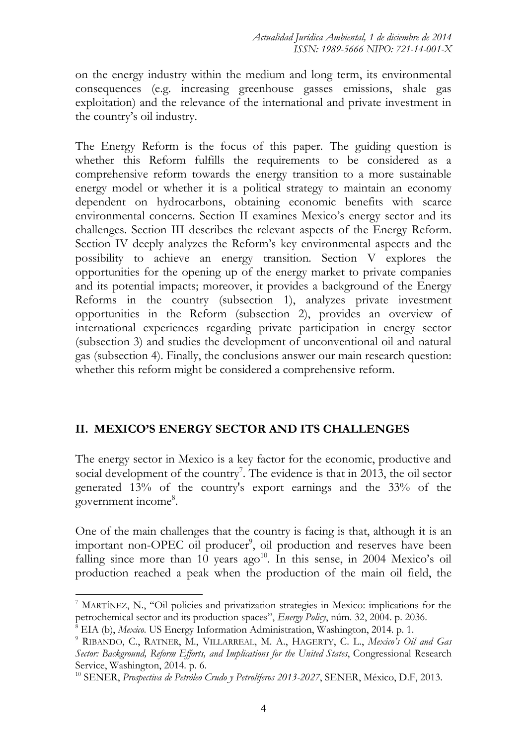on the energy industry within the medium and long term, its environmental consequences (e.g. increasing greenhouse gasses emissions, shale gas exploitation) and the relevance of the international and private investment in the country's oil industry.

The Energy Reform is the focus of this paper. The guiding question is whether this Reform fulfills the requirements to be considered as a comprehensive reform towards the energy transition to a more sustainable energy model or whether it is a political strategy to maintain an economy dependent on hydrocarbons, obtaining economic benefits with scarce environmental concerns. Section II examines Mexico's energy sector and its challenges. Section III describes the relevant aspects of the Energy Reform. Section IV deeply analyzes the Reform's key environmental aspects and the possibility to achieve an energy transition. Section V explores the opportunities for the opening up of the energy market to private companies and its potential impacts; moreover, it provides a background of the Energy Reforms in the country (subsection 1), analyzes private investment opportunities in the Reform (subsection 2), provides an overview of international experiences regarding private participation in energy sector (subsection 3) and studies the development of unconventional oil and natural gas (subsection 4). Finally, the conclusions answer our main research question: whether this reform might be considered a comprehensive reform.

## II. MEXICO'S ENERGY SECTOR AND ITS CHALLENGES

The energy sector in Mexico is a key factor for the economic, productive and social development of the country[7]. The evidence is that in 2013, the oil sector generated 13% of the country's export earnings and the 33% of the government income[8].

One of the main challenges that the country is facing is that, although it is an important non-OPEC oil producer[9], oil production and reserves have been falling since more than 10 years ago[10]. In this sense, in 2004 Mexico's oil production reached a peak when the production of the main oil field, the

---

[7] MARTÍNEZ, N., "Oil policies and privatization strategies in Mexico: implications for the petrochemical sector and its production spaces", *Energy Policy*, núm. 32, 2004. p. 2036.

[8] EIA (b), *Mexico*. US Energy Information Administration, Washington, 2014. p. 1.

[9] RIBANDO, C., RATNER, M., VILLARREAL, M. A., HAGERTY, C. L., *Mexico's Oil and Gas Sector: Background, Reform Efforts, and Implications for the United States*, Congressional Research Service, Washington, 2014. p. 6.

[10] SENER, *Prospectiva de Petróleo Crudo y Petrolíferos 2013-2027*, SENER, México, D.F, 2013.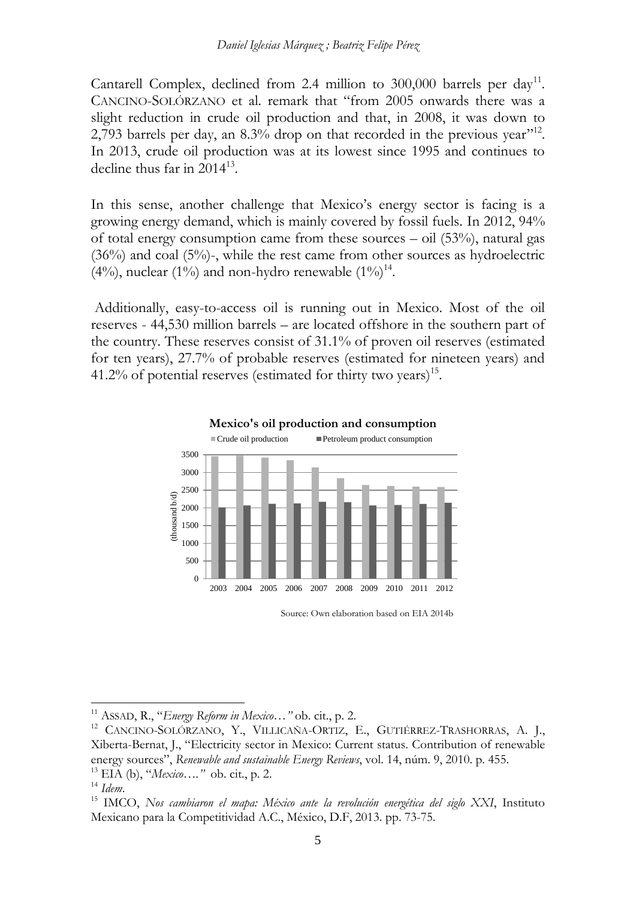Cantarell Complex, declined from 2.4 million to 300,000 barrels per day[11]. CANCINO-SOLÓRZANO et al. remark that "from 2005 onwards there was a slight reduction in crude oil production and that, in 2008, it was down to 2,793 barrels per day, an 8.3% drop on that recorded in the previous year"[12]. In 2013, crude oil production was at its lowest since 1995 and continues to decline thus far in 2014[13].

In this sense, another challenge that Mexico's energy sector is facing is a growing energy demand, which is mainly covered by fossil fuels. In 2012, 94% of total energy consumption came from these sources – oil (53%), natural gas (36%) and coal (5%)-, while the rest came from other sources as hydroelectric (4%), nuclear (1%) and non-hydro renewable (1%)[14].

Additionally, easy-to-access oil is running out in Mexico. Most of the oil reserves - 44,530 million barrels – are located offshore in the southern part of the country. These reserves consist of 31.1% of proven oil reserves (estimated for ten years), 27.7% of probable reserves (estimated for nineteen years) and 41.2% of potential reserves (estimated for thirty two years)[15].

**Mexico's oil production and consumption**

Crude oil production
Petroleum product consumption

(thousand b/d)

0
500
1000
1500
2000
2500
3000
3500

2003 2004 2005 2006 2007 2008 2009 2010 2011 2012

Source: Own elaboration based on EIA 2014b

---

[11] ASSAD, R., "*Energy Reform in Mexico…"* ob. cit., p. 2.

[12] CANCINO-SOLÓRZANO, Y., VILLICAÑA-ORTIZ, E., GUTIÉRREZ-TRASHORRAS, A. J., Xiberta-Bernat, J., "Electricity sector in Mexico: Current status. Contribution of renewable energy sources", *Renewable and sustainable Energy Reviews*, vol. 14, núm. 9, 2010. p. 455.

[13] EIA (b), "*Mexico…."* ob. cit., p. 2.

[14] *Idem*.

[15] IMCO, *Nos cambiaron el mapa: México ante la revolución energética del siglo XXI*, Instituto Mexicano para la Competitividad A.C., México, D.F, 2013. pp. 73-75.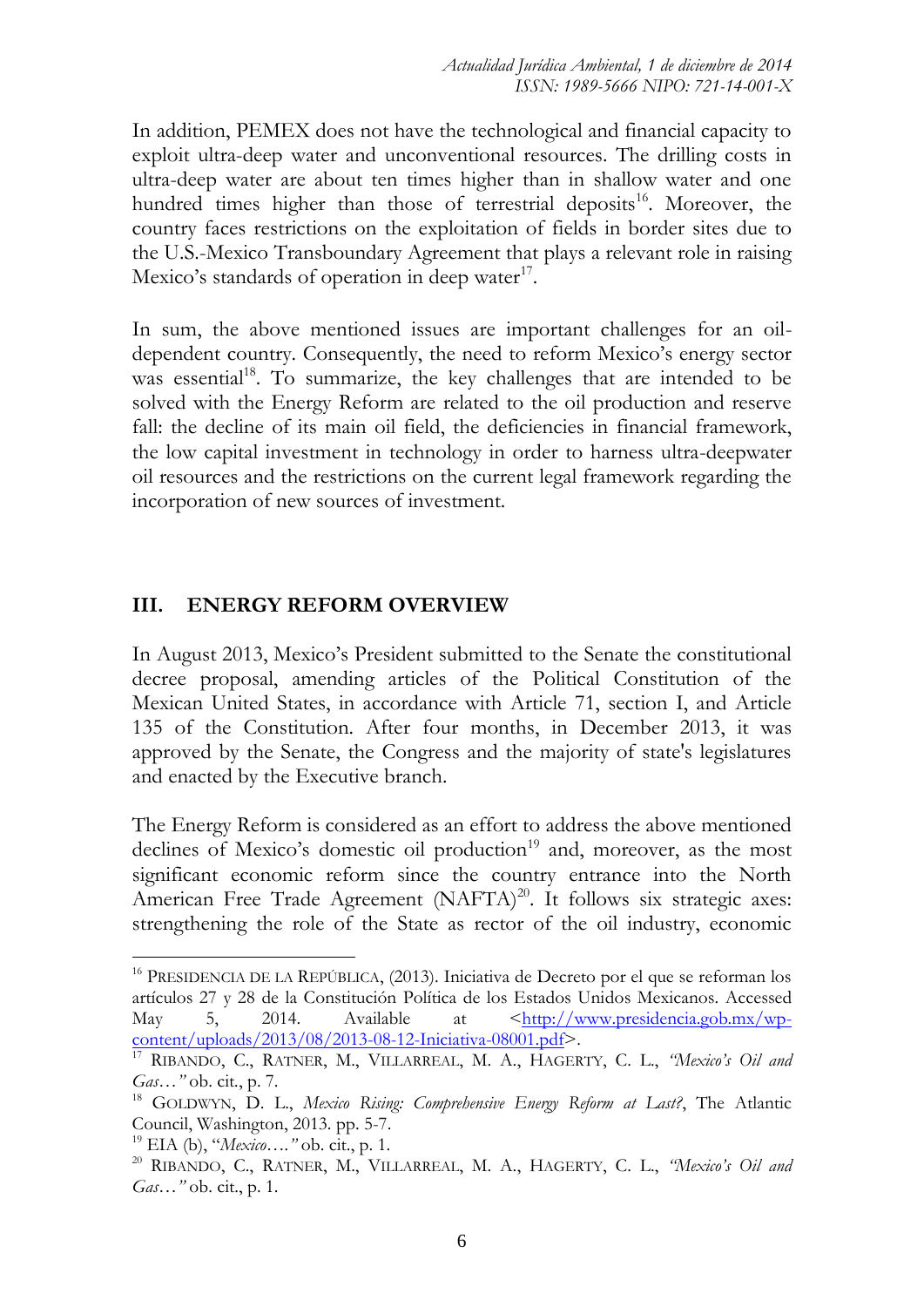In addition, PEMEX does not have the technological and financial capacity to exploit ultra-deep water and unconventional resources. The drilling costs in ultra-deep water are about ten times higher than in shallow water and one hundred times higher than those of terrestrial deposits[16]. Moreover, the country faces restrictions on the exploitation of fields in border sites due to the U.S.-Mexico Transboundary Agreement that plays a relevant role in raising Mexico's standards of operation in deep water[17].

In sum, the above mentioned issues are important challenges for an oil-dependent country. Consequently, the need to reform Mexico's energy sector was essential[18]. To summarize, the key challenges that are intended to be solved with the Energy Reform are related to the oil production and reserve fall: the decline of its main oil field, the deficiencies in financial framework, the low capital investment in technology in order to harness ultra-deepwater oil resources and the restrictions on the current legal framework regarding the incorporation of new sources of investment.

## III. ENERGY REFORM OVERVIEW

In August 2013, Mexico's President submitted to the Senate the constitutional decree proposal, amending articles of the Political Constitution of the Mexican United States, in accordance with Article 71, section I, and Article 135 of the Constitution. After four months, in December 2013, it was approved by the Senate, the Congress and the majority of state's legislatures and enacted by the Executive branch.

The Energy Reform is considered as an effort to address the above mentioned declines of Mexico's domestic oil production[19] and, moreover, as the most significant economic reform since the country entrance into the North American Free Trade Agreement (NAFTA)[20]. It follows six strategic axes: strengthening the role of the State as rector of the oil industry, economic

---

[16] PRESIDENCIA DE LA REPÚBLICA, (2013). Iniciativa de Decreto por el que se reforman los artículos 27 y 28 de la Constitución Política de los Estados Unidos Mexicanos. Accessed May 5, 2014. Available at <http://www.presidencia.gob.mx/wp-content/uploads/2013/08/2013-08-12-Iniciativa-08001.pdf>.

[17] RIBANDO, C., RATNER, M., VILLARREAL, M. A., HAGERTY, C. L., *"Mexico's Oil and Gas…"* ob. cit., p. 7.

[18] GOLDWYN, D. L., *Mexico Rising: Comprehensive Energy Reform at Last?*, The Atlantic Council, Washington, 2013. pp. 5-7.

[19] EIA (b), "*Mexico….*" ob. cit., p. 1.

[20] RIBANDO, C., RATNER, M., VILLARREAL, M. A., HAGERTY, C. L., *"Mexico's Oil and Gas…"* ob. cit., p. 1.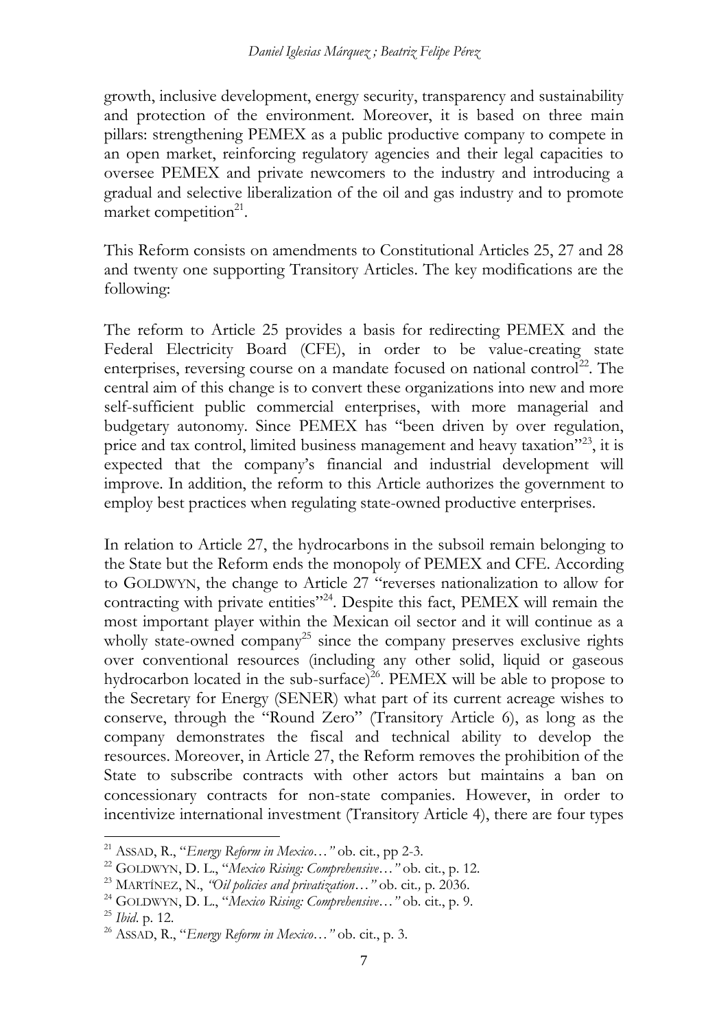growth, inclusive development, energy security, transparency and sustainability and protection of the environment. Moreover, it is based on three main pillars: strengthening PEMEX as a public productive company to compete in an open market, reinforcing regulatory agencies and their legal capacities to oversee PEMEX and private newcomers to the industry and introducing a gradual and selective liberalization of the oil and gas industry and to promote market competition[21].

This Reform consists on amendments to Constitutional Articles 25, 27 and 28 and twenty one supporting Transitory Articles. The key modifications are the following:

The reform to Article 25 provides a basis for redirecting PEMEX and the Federal Electricity Board (CFE), in order to be value-creating state enterprises, reversing course on a mandate focused on national control[22]. The central aim of this change is to convert these organizations into new and more self-sufficient public commercial enterprises, with more managerial and budgetary autonomy. Since PEMEX has "been driven by over regulation, price and tax control, limited business management and heavy taxation"[23], it is expected that the company's financial and industrial development will improve. In addition, the reform to this Article authorizes the government to employ best practices when regulating state-owned productive enterprises.

In relation to Article 27, the hydrocarbons in the subsoil remain belonging to the State but the Reform ends the monopoly of PEMEX and CFE. According to GOLDWYN, the change to Article 27 "reverses nationalization to allow for contracting with private entities"[24]. Despite this fact, PEMEX will remain the most important player within the Mexican oil sector and it will continue as a wholly state-owned company[25] since the company preserves exclusive rights over conventional resources (including any other solid, liquid or gaseous hydrocarbon located in the sub-surface)[26]. PEMEX will be able to propose to the Secretary for Energy (SENER) what part of its current acreage wishes to conserve, through the "Round Zero" (Transitory Article 6), as long as the company demonstrates the fiscal and technical ability to develop the resources. Moreover, in Article 27, the Reform removes the prohibition of the State to subscribe contracts with other actors but maintains a ban on concessionary contracts for non-state companies. However, in order to incentivize international investment (Transitory Article 4), there are four types

---

[21] ASSAD, R., "*Energy Reform in Mexico…*" ob. cit., pp 2-3.

[22] GOLDWYN, D. L., "*Mexico Rising: Comprehensive…*" ob. cit., p. 12.

[23] MARTÍNEZ, N., *"Oil policies and privatization…"* ob. cit., p. 2036.

[24] GOLDWYN, D. L., "*Mexico Rising: Comprehensive…*" ob. cit., p. 9.

[25] *Ibid.* p. 12.

[26] ASSAD, R., "*Energy Reform in Mexico…*" ob. cit., p. 3.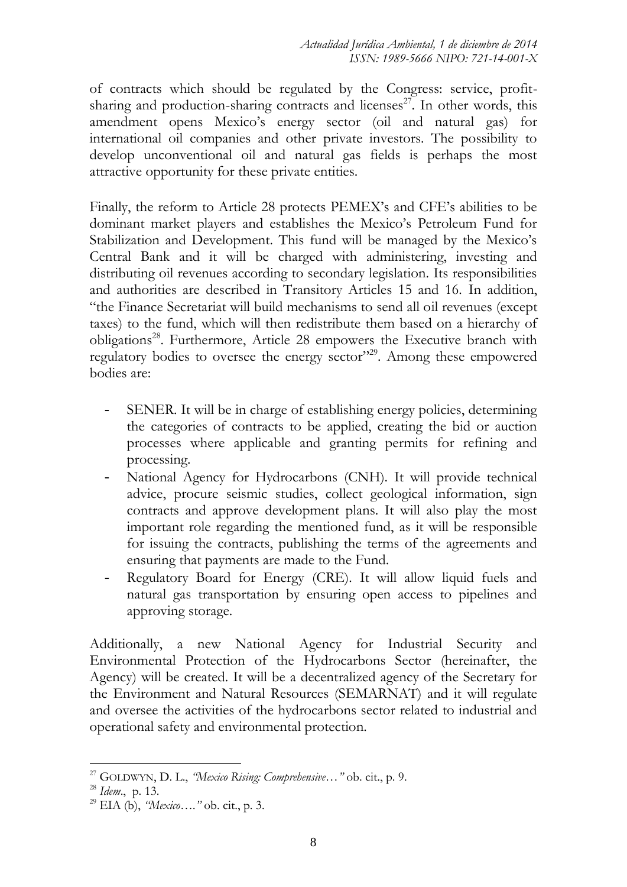of contracts which should be regulated by the Congress: service, profit-sharing and production-sharing contracts and licenses[27]. In other words, this amendment opens Mexico's energy sector (oil and natural gas) for international oil companies and other private investors. The possibility to develop unconventional oil and natural gas fields is perhaps the most attractive opportunity for these private entities.

Finally, the reform to Article 28 protects PEMEX's and CFE's abilities to be dominant market players and establishes the Mexico's Petroleum Fund for Stabilization and Development. This fund will be managed by the Mexico's Central Bank and it will be charged with administering, investing and distributing oil revenues according to secondary legislation. Its responsibilities and authorities are described in Transitory Articles 15 and 16. In addition, "the Finance Secretariat will build mechanisms to send all oil revenues (except taxes) to the fund, which will then redistribute them based on a hierarchy of obligations[28]. Furthermore, Article 28 empowers the Executive branch with regulatory bodies to oversee the energy sector"[29]. Among these empowered bodies are:

- SENER. It will be in charge of establishing energy policies, determining the categories of contracts to be applied, creating the bid or auction processes where applicable and granting permits for refining and processing.
- National Agency for Hydrocarbons (CNH). It will provide technical advice, procure seismic studies, collect geological information, sign contracts and approve development plans. It will also play the most important role regarding the mentioned fund, as it will be responsible for issuing the contracts, publishing the terms of the agreements and ensuring that payments are made to the Fund.
- Regulatory Board for Energy (CRE). It will allow liquid fuels and natural gas transportation by ensuring open access to pipelines and approving storage.

Additionally, a new National Agency for Industrial Security and Environmental Protection of the Hydrocarbons Sector (hereinafter, the Agency) will be created. It will be a decentralized agency of the Secretary for the Environment and Natural Resources (SEMARNAT) and it will regulate and oversee the activities of the hydrocarbons sector related to industrial and operational safety and environmental protection.

---

[27] GOLDWYN, D. L., *"Mexico Rising: Comprehensive…"* ob. cit., p. 9.

[28] *Idem*., p. 13.

[29] EIA (b), *"Mexico…."* ob. cit., p. 3.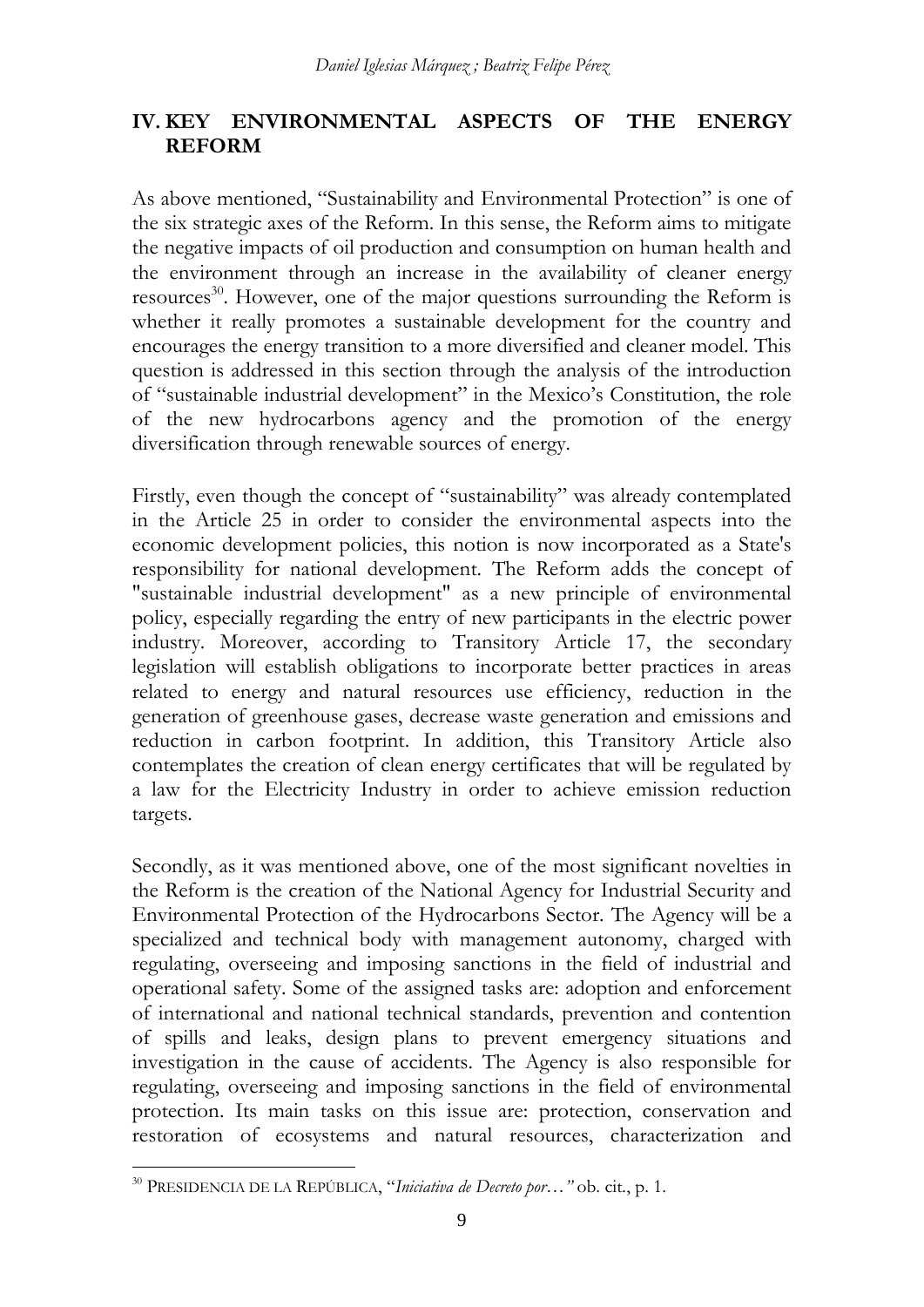## IV. KEY ENVIRONMENTAL ASPECTS OF THE ENERGY REFORM

As above mentioned, "Sustainability and Environmental Protection" is one of the six strategic axes of the Reform. In this sense, the Reform aims to mitigate the negative impacts of oil production and consumption on human health and the environment through an increase in the availability of cleaner energy resources[30]. However, one of the major questions surrounding the Reform is whether it really promotes a sustainable development for the country and encourages the energy transition to a more diversified and cleaner model. This question is addressed in this section through the analysis of the introduction of "sustainable industrial development" in the Mexico's Constitution, the role of the new hydrocarbons agency and the promotion of the energy diversification through renewable sources of energy.

Firstly, even though the concept of "sustainability" was already contemplated in the Article 25 in order to consider the environmental aspects into the economic development policies, this notion is now incorporated as a State's responsibility for national development. The Reform adds the concept of "sustainable industrial development" as a new principle of environmental policy, especially regarding the entry of new participants in the electric power industry. Moreover, according to Transitory Article 17, the secondary legislation will establish obligations to incorporate better practices in areas related to energy and natural resources use efficiency, reduction in the generation of greenhouse gases, decrease waste generation and emissions and reduction in carbon footprint. In addition, this Transitory Article also contemplates the creation of clean energy certificates that will be regulated by a law for the Electricity Industry in order to achieve emission reduction targets.

Secondly, as it was mentioned above, one of the most significant novelties in the Reform is the creation of the National Agency for Industrial Security and Environmental Protection of the Hydrocarbons Sector. The Agency will be a specialized and technical body with management autonomy, charged with regulating, overseeing and imposing sanctions in the field of industrial and operational safety. Some of the assigned tasks are: adoption and enforcement of international and national technical standards, prevention and contention of spills and leaks, design plans to prevent emergency situations and investigation in the cause of accidents. The Agency is also responsible for regulating, overseeing and imposing sanctions in the field of environmental protection. Its main tasks on this issue are: protection, conservation and restoration of ecosystems and natural resources, characterization and

---

[30] PRESIDENCIA DE LA REPÚBLICA, "*Iniciativa de Decreto por…*" ob. cit., p. 1.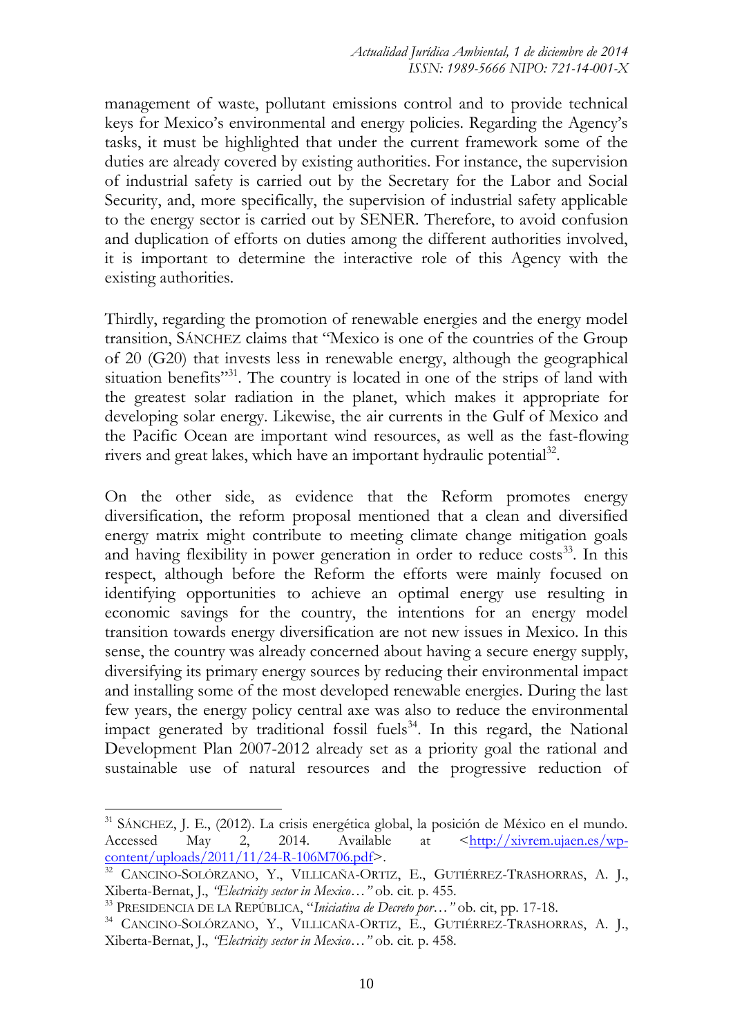management of waste, pollutant emissions control and to provide technical keys for Mexico's environmental and energy policies. Regarding the Agency's tasks, it must be highlighted that under the current framework some of the duties are already covered by existing authorities. For instance, the supervision of industrial safety is carried out by the Secretary for the Labor and Social Security, and, more specifically, the supervision of industrial safety applicable to the energy sector is carried out by SENER. Therefore, to avoid confusion and duplication of efforts on duties among the different authorities involved, it is important to determine the interactive role of this Agency with the existing authorities.

Thirdly, regarding the promotion of renewable energies and the energy model transition, SÁNCHEZ claims that "Mexico is one of the countries of the Group of 20 (G20) that invests less in renewable energy, although the geographical situation benefits"[31]. The country is located in one of the strips of land with the greatest solar radiation in the planet, which makes it appropriate for developing solar energy. Likewise, the air currents in the Gulf of Mexico and the Pacific Ocean are important wind resources, as well as the fast-flowing rivers and great lakes, which have an important hydraulic potential[32].

On the other side, as evidence that the Reform promotes energy diversification, the reform proposal mentioned that a clean and diversified energy matrix might contribute to meeting climate change mitigation goals and having flexibility in power generation in order to reduce costs[33]. In this respect, although before the Reform the efforts were mainly focused on identifying opportunities to achieve an optimal energy use resulting in economic savings for the country, the intentions for an energy model transition towards energy diversification are not new issues in Mexico. In this sense, the country was already concerned about having a secure energy supply, diversifying its primary energy sources by reducing their environmental impact and installing some of the most developed renewable energies. During the last few years, the energy policy central axe was also to reduce the environmental impact generated by traditional fossil fuels[34]. In this regard, the National Development Plan 2007-2012 already set as a priority goal the rational and sustainable use of natural resources and the progressive reduction of

---

[31] SÁNCHEZ, J. E., (2012). La crisis energética global, la posición de México en el mundo. Accessed May 2, 2014. Available at <http://xivrem.ujaen.es/wp-content/uploads/2011/11/24-R-106M706.pdf>.

[32] CANCINO-SOLÓRZANO, Y., VILLICAÑA-ORTIZ, E., GUTIÉRREZ-TRASHORRAS, A. J., Xiberta-Bernat, J., *"Electricity sector in Mexico…"* ob. cit. p. 455.

[33] PRESIDENCIA DE LA REPÚBLICA, "*Iniciativa de Decreto por…"* ob. cit, pp. 17-18.

[34] CANCINO-SOLÓRZANO, Y., VILLICAÑA-ORTIZ, E., GUTIÉRREZ-TRASHORRAS, A. J., Xiberta-Bernat, J., *"Electricity sector in Mexico…"* ob. cit. p. 458.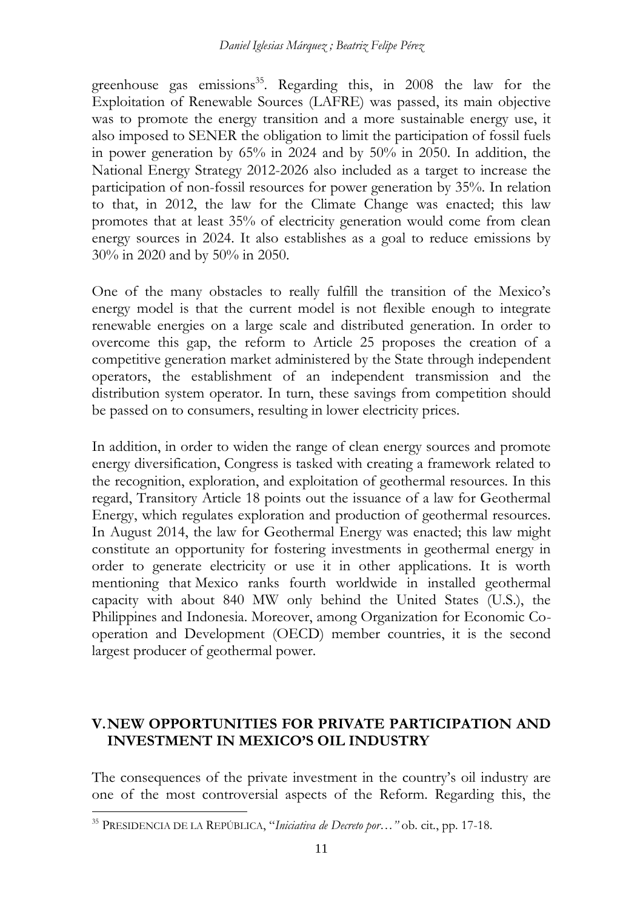greenhouse gas emissions[35]. Regarding this, in 2008 the law for the Exploitation of Renewable Sources (LAFRE) was passed, its main objective was to promote the energy transition and a more sustainable energy use, it also imposed to SENER the obligation to limit the participation of fossil fuels in power generation by 65% in 2024 and by 50% in 2050. In addition, the National Energy Strategy 2012-2026 also included as a target to increase the participation of non-fossil resources for power generation by 35%. In relation to that, in 2012, the law for the Climate Change was enacted; this law promotes that at least 35% of electricity generation would come from clean energy sources in 2024. It also establishes as a goal to reduce emissions by 30% in 2020 and by 50% in 2050.

One of the many obstacles to really fulfill the transition of the Mexico's energy model is that the current model is not flexible enough to integrate renewable energies on a large scale and distributed generation. In order to overcome this gap, the reform to Article 25 proposes the creation of a competitive generation market administered by the State through independent operators, the establishment of an independent transmission and the distribution system operator. In turn, these savings from competition should be passed on to consumers, resulting in lower electricity prices.

In addition, in order to widen the range of clean energy sources and promote energy diversification, Congress is tasked with creating a framework related to the recognition, exploration, and exploitation of geothermal resources. In this regard, Transitory Article 18 points out the issuance of a law for Geothermal Energy, which regulates exploration and production of geothermal resources. In August 2014, the law for Geothermal Energy was enacted; this law might constitute an opportunity for fostering investments in geothermal energy in order to generate electricity or use it in other applications. It is worth mentioning that Mexico ranks fourth worldwide in installed geothermal capacity with about 840 MW only behind the United States (U.S.), the Philippines and Indonesia. Moreover, among Organization for Economic Co-operation and Development (OECD) member countries, it is the second largest producer of geothermal power.

## V. NEW OPPORTUNITIES FOR PRIVATE PARTICIPATION AND INVESTMENT IN MEXICO'S OIL INDUSTRY

The consequences of the private investment in the country's oil industry are one of the most controversial aspects of the Reform. Regarding this, the

[35] PRESIDENCIA DE LA REPÚBLICA, "*Iniciativa de Decreto por…"* ob. cit., pp. 17-18.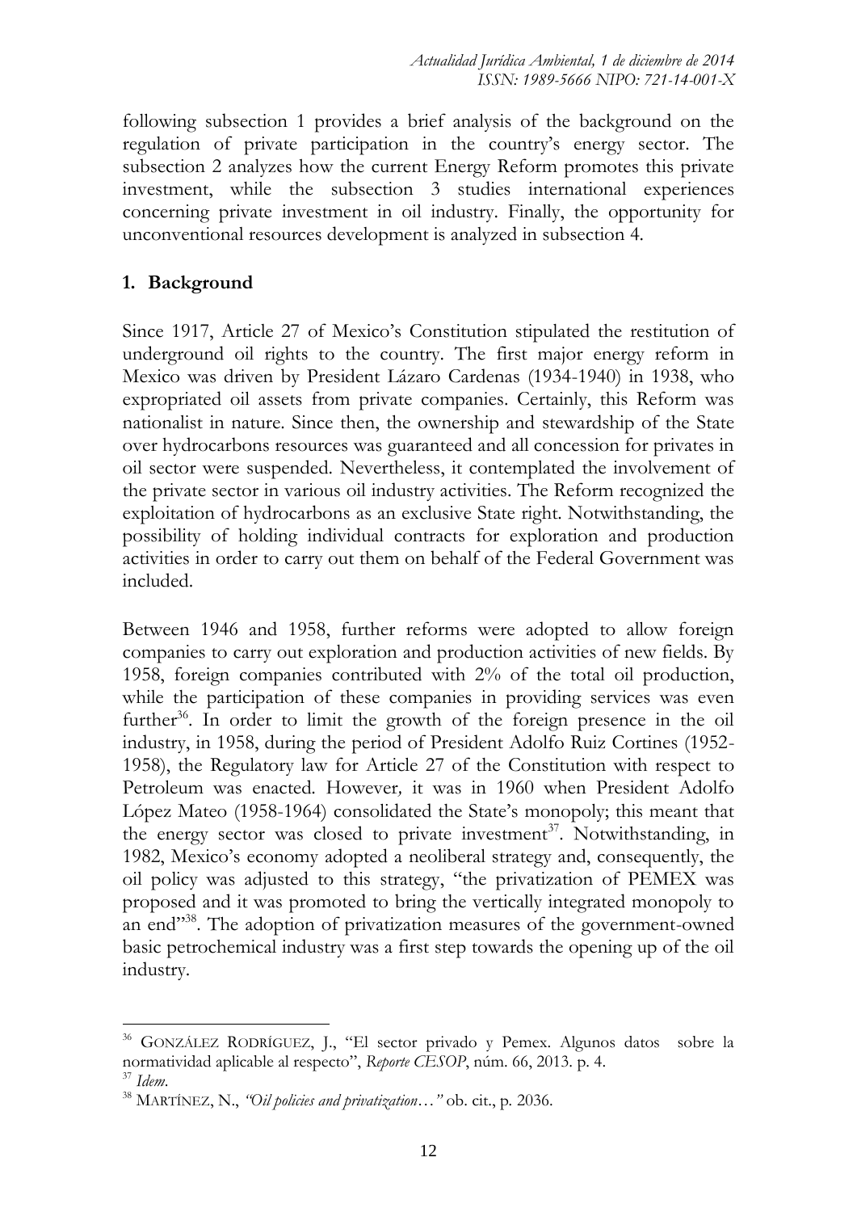following subsection 1 provides a brief analysis of the background on the regulation of private participation in the country's energy sector. The subsection 2 analyzes how the current Energy Reform promotes this private investment, while the subsection 3 studies international experiences concerning private investment in oil industry. Finally, the opportunity for unconventional resources development is analyzed in subsection 4.

## 1. Background

Since 1917, Article 27 of Mexico's Constitution stipulated the restitution of underground oil rights to the country. The first major energy reform in Mexico was driven by President Lázaro Cardenas (1934-1940) in 1938, who expropriated oil assets from private companies. Certainly, this Reform was nationalist in nature. Since then, the ownership and stewardship of the State over hydrocarbons resources was guaranteed and all concession for privates in oil sector were suspended. Nevertheless, it contemplated the involvement of the private sector in various oil industry activities. The Reform recognized the exploitation of hydrocarbons as an exclusive State right. Notwithstanding, the possibility of holding individual contracts for exploration and production activities in order to carry out them on behalf of the Federal Government was included.

Between 1946 and 1958, further reforms were adopted to allow foreign companies to carry out exploration and production activities of new fields. By 1958, foreign companies contributed with 2% of the total oil production, while the participation of these companies in providing services was even further[36]. In order to limit the growth of the foreign presence in the oil industry, in 1958, during the period of President Adolfo Ruiz Cortines (1952-1958), the Regulatory law for Article 27 of the Constitution with respect to Petroleum was enacted. However*,* it was in 1960 when President Adolfo López Mateo (1958-1964) consolidated the State's monopoly; this meant that the energy sector was closed to private investment[37]. Notwithstanding, in 1982, Mexico's economy adopted a neoliberal strategy and, consequently, the oil policy was adjusted to this strategy, "the privatization of PEMEX was proposed and it was promoted to bring the vertically integrated monopoly to an end"[38]. The adoption of privatization measures of the government-owned basic petrochemical industry was a first step towards the opening up of the oil industry.

---

[36] GONZÁLEZ RODRÍGUEZ, J., "El sector privado y Pemex. Algunos datos sobre la normatividad aplicable al respecto", *Reporte CESOP*, núm. 66, 2013. p. 4.

[37] *Idem*.

[38] MARTÍNEZ, N., *"Oil policies and privatization…"* ob. cit., p. 2036.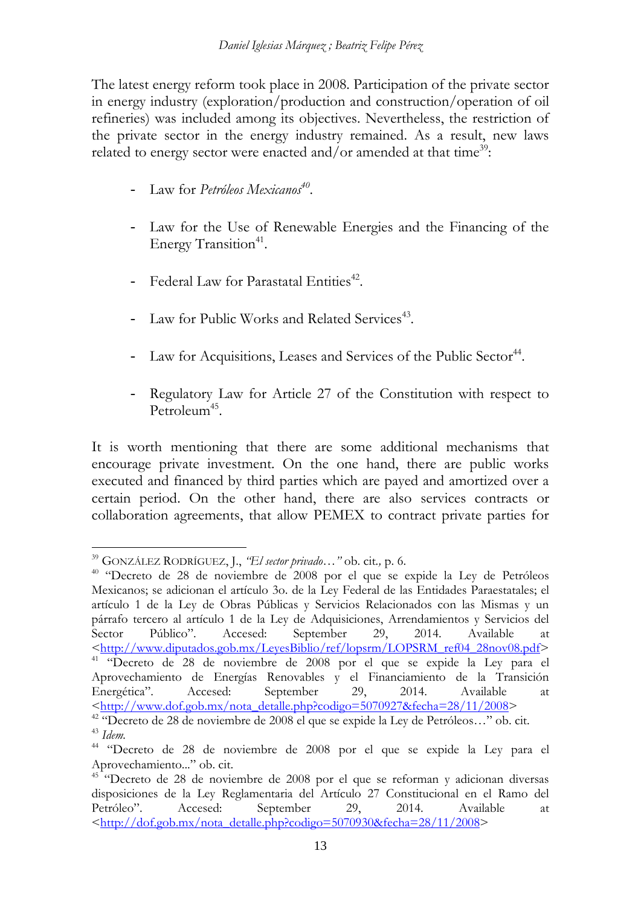The latest energy reform took place in 2008. Participation of the private sector in energy industry (exploration/production and construction/operation of oil refineries) was included among its objectives. Nevertheless, the restriction of the private sector in the energy industry remained. As a result, new laws related to energy sector were enacted and/or amended at that time[39]:

- Law for *Petróleos Mexicanos*[40].

- Law for the Use of Renewable Energies and the Financing of the Energy Transition[41].

- Federal Law for Parastatal Entities[42].

- Law for Public Works and Related Services[43].

- Law for Acquisitions, Leases and Services of the Public Sector[44].

- Regulatory Law for Article 27 of the Constitution with respect to Petroleum[45].

It is worth mentioning that there are some additional mechanisms that encourage private investment. On the one hand, there are public works executed and financed by third parties which are payed and amortized over a certain period. On the other hand, there are also services contracts or collaboration agreements, that allow PEMEX to contract private parties for

---

[39] GONZÁLEZ RODRÍGUEZ, J., *"El sector privado…"* ob. cit., p. 6.

[40] "Decreto de 28 de noviembre de 2008 por el que se expide la Ley de Petróleos Mexicanos; se adicionan el artículo 3o. de la Ley Federal de las Entidades Paraestatales; el artículo 1 de la Ley de Obras Públicas y Servicios Relacionados con las Mismas y un párrafo tercero al artículo 1 de la Ley de Adquisiciones, Arrendamientos y Servicios del Sector Público". Accesed: September 29, 2014. Available at <http://www.diputados.gob.mx/LeyesBiblio/ref/lopsrm/LOPSRM_ref04_28nov08.pdf>

[41] "Decreto de 28 de noviembre de 2008 por el que se expide la Ley para el Aprovechamiento de Energías Renovables y el Financiamiento de la Transición Energética". Accesed: September 29, 2014. Available at <http://www.dof.gob.mx/nota_detalle.php?codigo=5070927&fecha=28/11/2008>

[42] "Decreto de 28 de noviembre de 2008 el que se expide la Ley de Petróleos…" ob. cit.

[43] *Idem.*

[44] "Decreto de 28 de noviembre de 2008 por el que se expide la Ley para el Aprovechamiento..." ob. cit

[45] "Decreto de 28 de noviembre de 2008 por el que se reforman y adicionan diversas disposiciones de la Ley Reglamentaria del Artículo 27 Constitucional en el Ramo del Petróleo". Accesed: September 29, 2014. Available at <http://dof.gob.mx/nota_detalle.php?codigo=5070930&fecha=28/11/2008>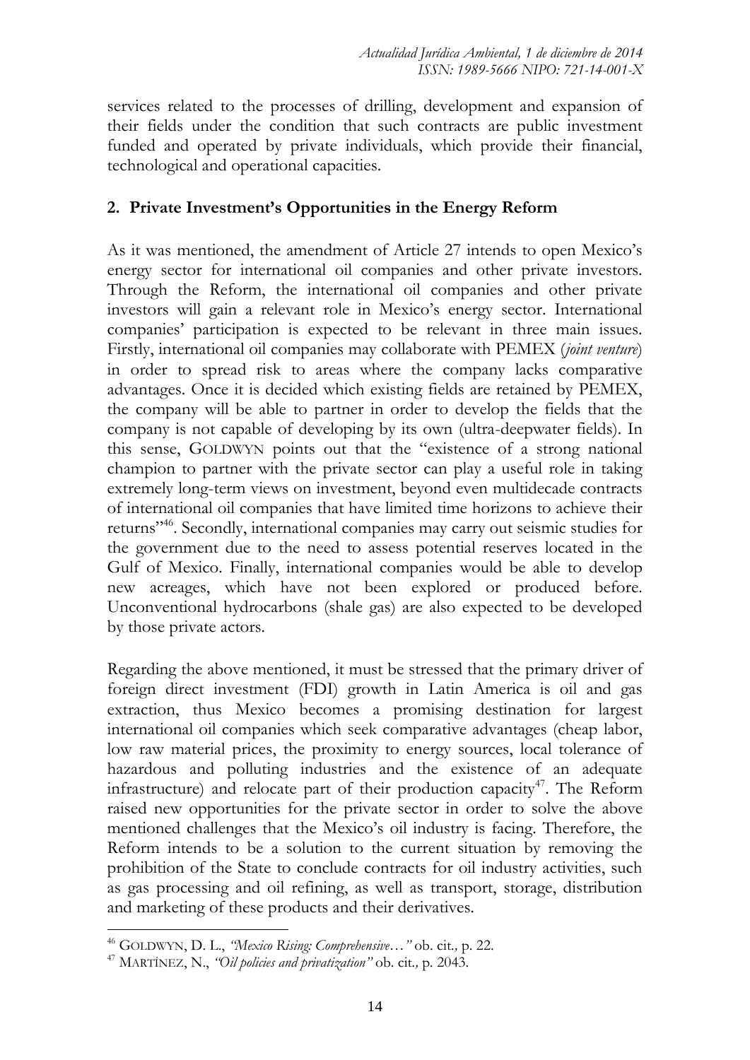services related to the processes of drilling, development and expansion of their fields under the condition that such contracts are public investment funded and operated by private individuals, which provide their financial, technological and operational capacities.

## 2. Private Investment's Opportunities in the Energy Reform

As it was mentioned, the amendment of Article 27 intends to open Mexico's energy sector for international oil companies and other private investors. Through the Reform, the international oil companies and other private investors will gain a relevant role in Mexico's energy sector. International companies' participation is expected to be relevant in three main issues. Firstly, international oil companies may collaborate with PEMEX (*joint venture*) in order to spread risk to areas where the company lacks comparative advantages. Once it is decided which existing fields are retained by PEMEX, the company will be able to partner in order to develop the fields that the company is not capable of developing by its own (ultra-deepwater fields). In this sense, GOLDWYN points out that the "existence of a strong national champion to partner with the private sector can play a useful role in taking extremely long-term views on investment, beyond even multidecade contracts of international oil companies that have limited time horizons to achieve their returns"[46]. Secondly, international companies may carry out seismic studies for the government due to the need to assess potential reserves located in the Gulf of Mexico. Finally, international companies would be able to develop new acreages, which have not been explored or produced before. Unconventional hydrocarbons (shale gas) are also expected to be developed by those private actors.

Regarding the above mentioned, it must be stressed that the primary driver of foreign direct investment (FDI) growth in Latin America is oil and gas extraction, thus Mexico becomes a promising destination for largest international oil companies which seek comparative advantages (cheap labor, low raw material prices, the proximity to energy sources, local tolerance of hazardous and polluting industries and the existence of an adequate infrastructure) and relocate part of their production capacity[47]. The Reform raised new opportunities for the private sector in order to solve the above mentioned challenges that the Mexico's oil industry is facing. Therefore, the Reform intends to be a solution to the current situation by removing the prohibition of the State to conclude contracts for oil industry activities, such as gas processing and oil refining, as well as transport, storage, distribution and marketing of these products and their derivatives.

---

[46] GOLDWYN, D. L., *"Mexico Rising: Comprehensive…"* ob. cit., p. 22.

[47] MARTÍNEZ, N., *"Oil policies and privatization"* ob. cit., p. 2043.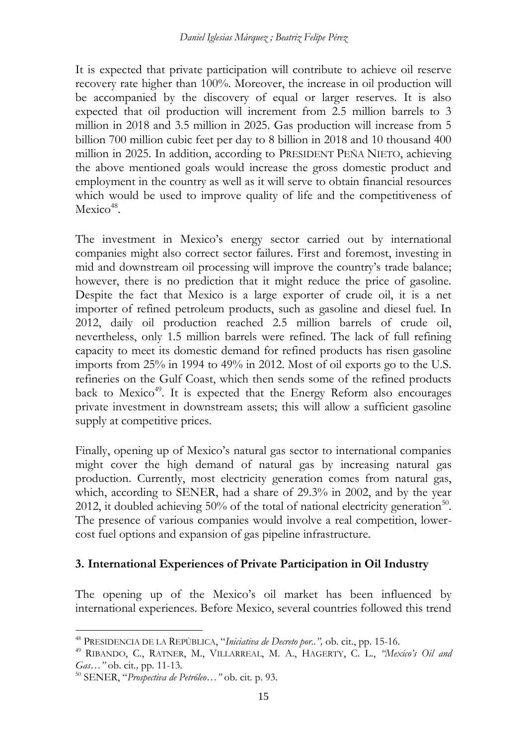It is expected that private participation will contribute to achieve oil reserve recovery rate higher than 100%. Moreover, the increase in oil production will be accompanied by the discovery of equal or larger reserves. It is also expected that oil production will increment from 2.5 million barrels to 3 million in 2018 and 3.5 million in 2025. Gas production will increase from 5 billion 700 million cubic feet per day to 8 billion in 2018 and 10 thousand 400 million in 2025. In addition, according to PRESIDENT PEÑA NIETO, achieving the above mentioned goals would increase the gross domestic product and employment in the country as well as it will serve to obtain financial resources which would be used to improve quality of life and the competitiveness of Mexico[48].

The investment in Mexico's energy sector carried out by international companies might also correct sector failures. First and foremost, investing in mid and downstream oil processing will improve the country's trade balance; however, there is no prediction that it might reduce the price of gasoline. Despite the fact that Mexico is a large exporter of crude oil, it is a net importer of refined petroleum products, such as gasoline and diesel fuel. In 2012, daily oil production reached 2.5 million barrels of crude oil, nevertheless, only 1.5 million barrels were refined. The lack of full refining capacity to meet its domestic demand for refined products has risen gasoline imports from 25% in 1994 to 49% in 2012. Most of oil exports go to the U.S. refineries on the Gulf Coast, which then sends some of the refined products back to Mexico[49]. It is expected that the Energy Reform also encourages private investment in downstream assets; this will allow a sufficient gasoline supply at competitive prices.

Finally, opening up of Mexico's natural gas sector to international companies might cover the high demand of natural gas by increasing natural gas production. Currently, most electricity generation comes from natural gas, which, according to SENER, had a share of 29.3% in 2002, and by the year 2012, it doubled achieving 50% of the total of national electricity generation[50]. The presence of various companies would involve a real competition, lower-cost fuel options and expansion of gas pipeline infrastructure.

### 3. International Experiences of Private Participation in Oil Industry

The opening up of the Mexico's oil market has been influenced by international experiences. Before Mexico, several countries followed this trend

---

[48] PRESIDENCIA DE LA REPÚBLICA, "*Iniciativa de Decreto por..",* ob. cit., pp. 15-16.

[49] RIBANDO, C., RATNER, M., VILLARREAL, M. A., HAGERTY, C. L., *"Mexico's Oil and Gas…"* ob. cit., pp. 11-13.

[50] SENER, "*Prospectiva de Petróleo…"* ob. cit. p. 93.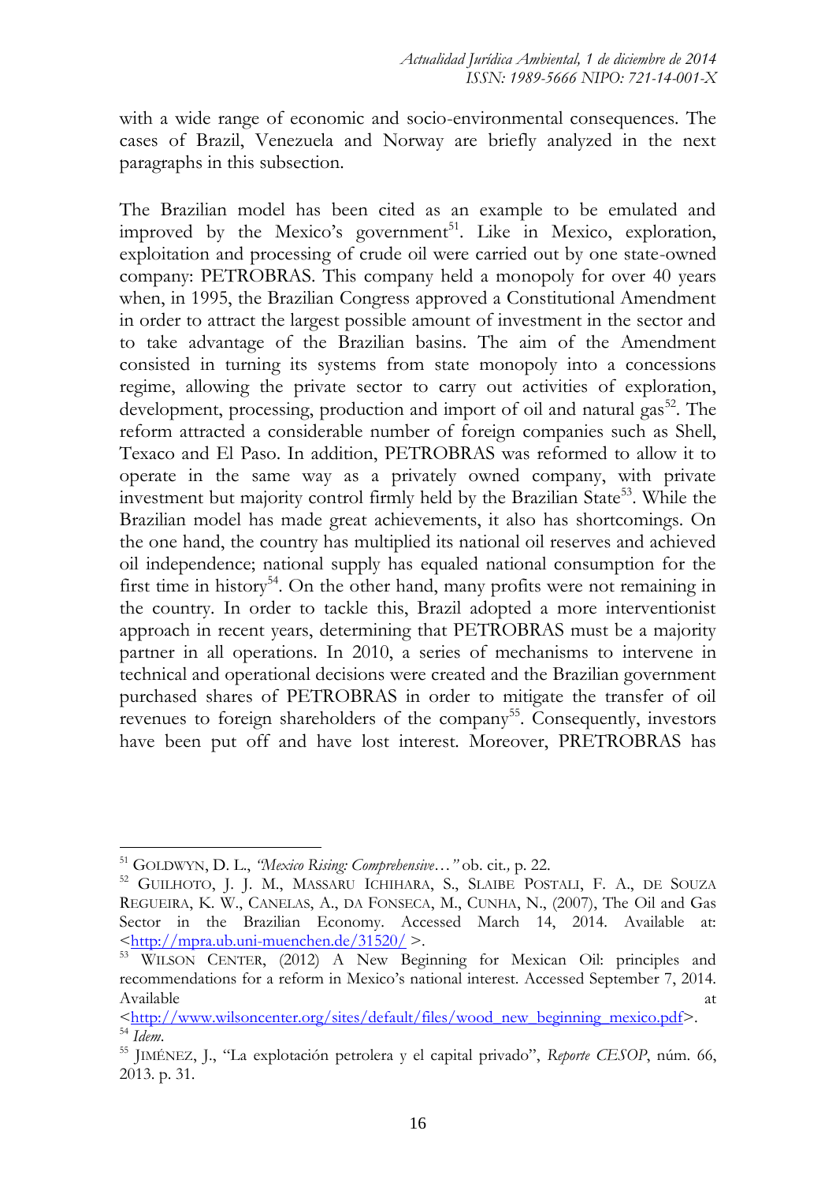with a wide range of economic and socio-environmental consequences. The cases of Brazil, Venezuela and Norway are briefly analyzed in the next paragraphs in this subsection.

The Brazilian model has been cited as an example to be emulated and improved by the Mexico's government[51]. Like in Mexico, exploration, exploitation and processing of crude oil were carried out by one state-owned company: PETROBRAS. This company held a monopoly for over 40 years when, in 1995, the Brazilian Congress approved a Constitutional Amendment in order to attract the largest possible amount of investment in the sector and to take advantage of the Brazilian basins. The aim of the Amendment consisted in turning its systems from state monopoly into a concessions regime, allowing the private sector to carry out activities of exploration, development, processing, production and import of oil and natural gas[52]. The reform attracted a considerable number of foreign companies such as Shell, Texaco and El Paso. In addition, PETROBRAS was reformed to allow it to operate in the same way as a privately owned company, with private investment but majority control firmly held by the Brazilian State[53]. While the Brazilian model has made great achievements, it also has shortcomings. On the one hand, the country has multiplied its national oil reserves and achieved oil independence; national supply has equaled national consumption for the first time in history[54]. On the other hand, many profits were not remaining in the country. In order to tackle this, Brazil adopted a more interventionist approach in recent years, determining that PETROBRAS must be a majority partner in all operations. In 2010, a series of mechanisms to intervene in technical and operational decisions were created and the Brazilian government purchased shares of PETROBRAS in order to mitigate the transfer of oil revenues to foreign shareholders of the company[55]. Consequently, investors have been put off and have lost interest. Moreover, PRETROBRAS has

---

[51] GOLDWYN, D. L., *"Mexico Rising: Comprehensive…"* ob. cit., p. 22.

[52] GUILHOTO, J. J. M., MASSARU ICHIHARA, S., SLAIBE POSTALI, F. A., DE SOUZA REGUEIRA, K. W., CANELAS, A., DA FONSECA, M., CUNHA, N., (2007), The Oil and Gas Sector in the Brazilian Economy. Accessed March 14, 2014. Available at: <http://mpra.ub.uni-muenchen.de/31520/ >.

[53] WILSON CENTER, (2012) A New Beginning for Mexican Oil: principles and recommendations for a reform in Mexico's national interest. Accessed September 7, 2014. Available at <http://www.wilsoncenter.org/sites/default/files/wood_new_beginning_mexico.pdf>.

[54] *Idem*.

[55] JIMÉNEZ, J., "La explotación petrolera y el capital privado", *Reporte CESOP*, núm. 66, 2013. p. 31.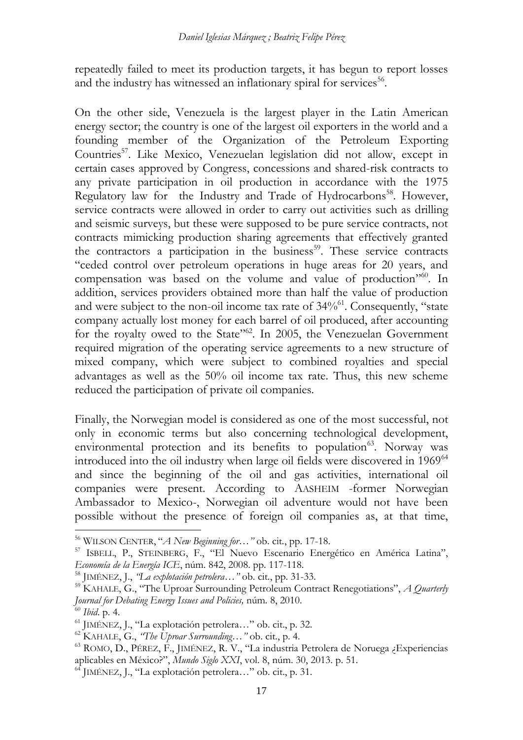repeatedly failed to meet its production targets, it has begun to report losses and the industry has witnessed an inflationary spiral for services[56].

On the other side, Venezuela is the largest player in the Latin American energy sector; the country is one of the largest oil exporters in the world and a founding member of the Organization of the Petroleum Exporting Countries[57]. Like Mexico, Venezuelan legislation did not allow, except in certain cases approved by Congress, concessions and shared-risk contracts to any private participation in oil production in accordance with the 1975 Regulatory law for the Industry and Trade of Hydrocarbons[58]. However, service contracts were allowed in order to carry out activities such as drilling and seismic surveys, but these were supposed to be pure service contracts, not contracts mimicking production sharing agreements that effectively granted the contractors a participation in the business[59]. These service contracts "ceded control over petroleum operations in huge areas for 20 years, and compensation was based on the volume and value of production"[60]. In addition, services providers obtained more than half the value of production and were subject to the non-oil income tax rate of 34%[61]. Consequently, "state company actually lost money for each barrel of oil produced, after accounting for the royalty owed to the State"[62]. In 2005, the Venezuelan Government required migration of the operating service agreements to a new structure of mixed company, which were subject to combined royalties and special advantages as well as the 50% oil income tax rate. Thus, this new scheme reduced the participation of private oil companies.

Finally, the Norwegian model is considered as one of the most successful, not only in economic terms but also concerning technological development, environmental protection and its benefits to population[63]. Norway was introduced into the oil industry when large oil fields were discovered in 1969[64] and since the beginning of the oil and gas activities, international oil companies were present. According to AASHEIM -former Norwegian Ambassador to Mexico-, Norwegian oil adventure would not have been possible without the presence of foreign oil companies as, at that time,

---

[56] WILSON CENTER, "*A New Beginning for…*" ob. cit., pp. 17-18.

[57] ISBELL, P., STEINBERG, F., "El Nuevo Escenario Energético en América Latina", *Economía de la Energía ICE*, núm. 842, 2008. pp. 117-118.

[58] JIMÉNEZ, J., *"La explotación petrolera…"* ob. cit., pp. 31-33.

[59] KAHALE, G., "The Uproar Surrounding Petroleum Contract Renegotiations", *A Quarterly Journal for Debating Energy Issues and Policies,* núm. 8, 2010.

[60] *Ibid*. p. 4.

[61] JIMÉNEZ, J., "La explotación petrolera…" ob. cit., p. 32.

[62] KAHALE, G., *"The Uproar Surrounding…"* ob. cit., p. 4.

[63] ROMO, D., PÉREZ, F., JIMÉNEZ, R. V., "La industria Petrolera de Noruega ¿Experiencias aplicables en México?", *Mundo Siglo XXI*, vol. 8, núm. 30, 2013. p. 51.

[64] JIMÉNEZ, J., "La explotación petrolera…" ob. cit., p. 31.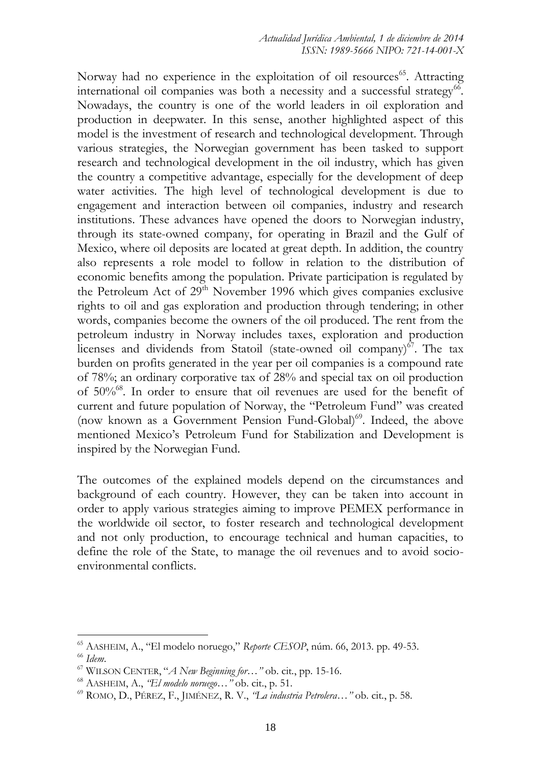Norway had no experience in the exploitation of oil resources[65]. Attracting international oil companies was both a necessity and a successful strategy[66]. Nowadays, the country is one of the world leaders in oil exploration and production in deepwater. In this sense, another highlighted aspect of this model is the investment of research and technological development. Through various strategies, the Norwegian government has been tasked to support research and technological development in the oil industry, which has given the country a competitive advantage, especially for the development of deep water activities. The high level of technological development is due to engagement and interaction between oil companies, industry and research institutions. These advances have opened the doors to Norwegian industry, through its state-owned company, for operating in Brazil and the Gulf of Mexico, where oil deposits are located at great depth. In addition, the country also represents a role model to follow in relation to the distribution of economic benefits among the population. Private participation is regulated by the Petroleum Act of 29th November 1996 which gives companies exclusive rights to oil and gas exploration and production through tendering; in other words, companies become the owners of the oil produced. The rent from the petroleum industry in Norway includes taxes, exploration and production licenses and dividends from Statoil (state-owned oil company)[67]. The tax burden on profits generated in the year per oil companies is a compound rate of 78%; an ordinary corporative tax of 28% and special tax on oil production of 50%[68]. In order to ensure that oil revenues are used for the benefit of current and future population of Norway, the "Petroleum Fund" was created (now known as a Government Pension Fund-Global)[69]. Indeed, the above mentioned Mexico's Petroleum Fund for Stabilization and Development is inspired by the Norwegian Fund.

The outcomes of the explained models depend on the circumstances and background of each country. However, they can be taken into account in order to apply various strategies aiming to improve PEMEX performance in the worldwide oil sector, to foster research and technological development and not only production, to encourage technical and human capacities, to define the role of the State, to manage the oil revenues and to avoid socio-environmental conflicts.

---

[65] AASHEIM, A., "El modelo noruego," *Reporte CESOP*, núm. 66, 2013. pp. 49-53.

[66] *Idem*.

[67] WILSON CENTER, "*A New Beginning for…"* ob. cit., pp. 15-16.

[68] AASHEIM, A., *"El modelo noruego…"* ob. cit., p. 51.

[69] ROMO, D., PÉREZ, F., JIMÉNEZ, R. V., *"La industria Petrolera…"* ob. cit., p. 58.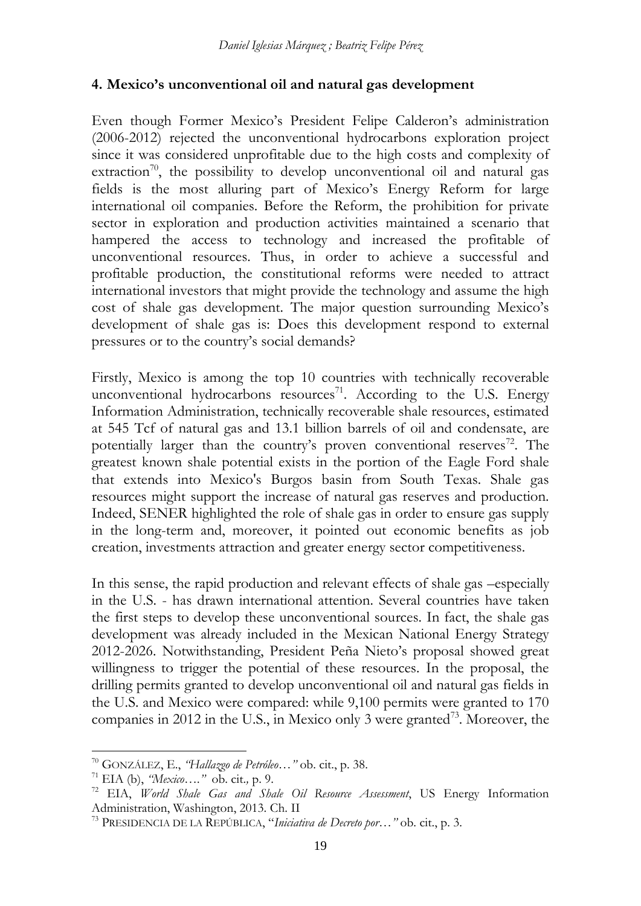## 4. Mexico's unconventional oil and natural gas development

Even though Former Mexico's President Felipe Calderon's administration (2006-2012) rejected the unconventional hydrocarbons exploration project since it was considered unprofitable due to the high costs and complexity of extraction[70], the possibility to develop unconventional oil and natural gas fields is the most alluring part of Mexico's Energy Reform for large international oil companies. Before the Reform, the prohibition for private sector in exploration and production activities maintained a scenario that hampered the access to technology and increased the profitable of unconventional resources. Thus, in order to achieve a successful and profitable production, the constitutional reforms were needed to attract international investors that might provide the technology and assume the high cost of shale gas development. The major question surrounding Mexico's development of shale gas is: Does this development respond to external pressures or to the country's social demands?

Firstly, Mexico is among the top 10 countries with technically recoverable unconventional hydrocarbons resources[71]. According to the U.S. Energy Information Administration, technically recoverable shale resources, estimated at 545 Tcf of natural gas and 13.1 billion barrels of oil and condensate, are potentially larger than the country's proven conventional reserves[72]. The greatest known shale potential exists in the portion of the Eagle Ford shale that extends into Mexico's Burgos basin from South Texas. Shale gas resources might support the increase of natural gas reserves and production. Indeed, SENER highlighted the role of shale gas in order to ensure gas supply in the long-term and, moreover, it pointed out economic benefits as job creation, investments attraction and greater energy sector competitiveness.

In this sense, the rapid production and relevant effects of shale gas –especially in the U.S. - has drawn international attention. Several countries have taken the first steps to develop these unconventional sources. In fact, the shale gas development was already included in the Mexican National Energy Strategy 2012-2026. Notwithstanding, President Peña Nieto's proposal showed great willingness to trigger the potential of these resources. In the proposal, the drilling permits granted to develop unconventional oil and natural gas fields in the U.S. and Mexico were compared: while 9,100 permits were granted to 170 companies in 2012 in the U.S., in Mexico only 3 were granted[73]. Moreover, the

---

[70] GONZÁLEZ, E., *"Hallazgo de Petróleo…"* ob. cit., p. 38.

[71] EIA (b), *"Mexico…."* ob. cit., p. 9.

[72] EIA, *World Shale Gas and Shale Oil Resource Assessment*, US Energy Information Administration, Washington, 2013. Ch. II

[73] PRESIDENCIA DE LA REPÚBLICA, "*Iniciativa de Decreto por…"* ob. cit., p. 3.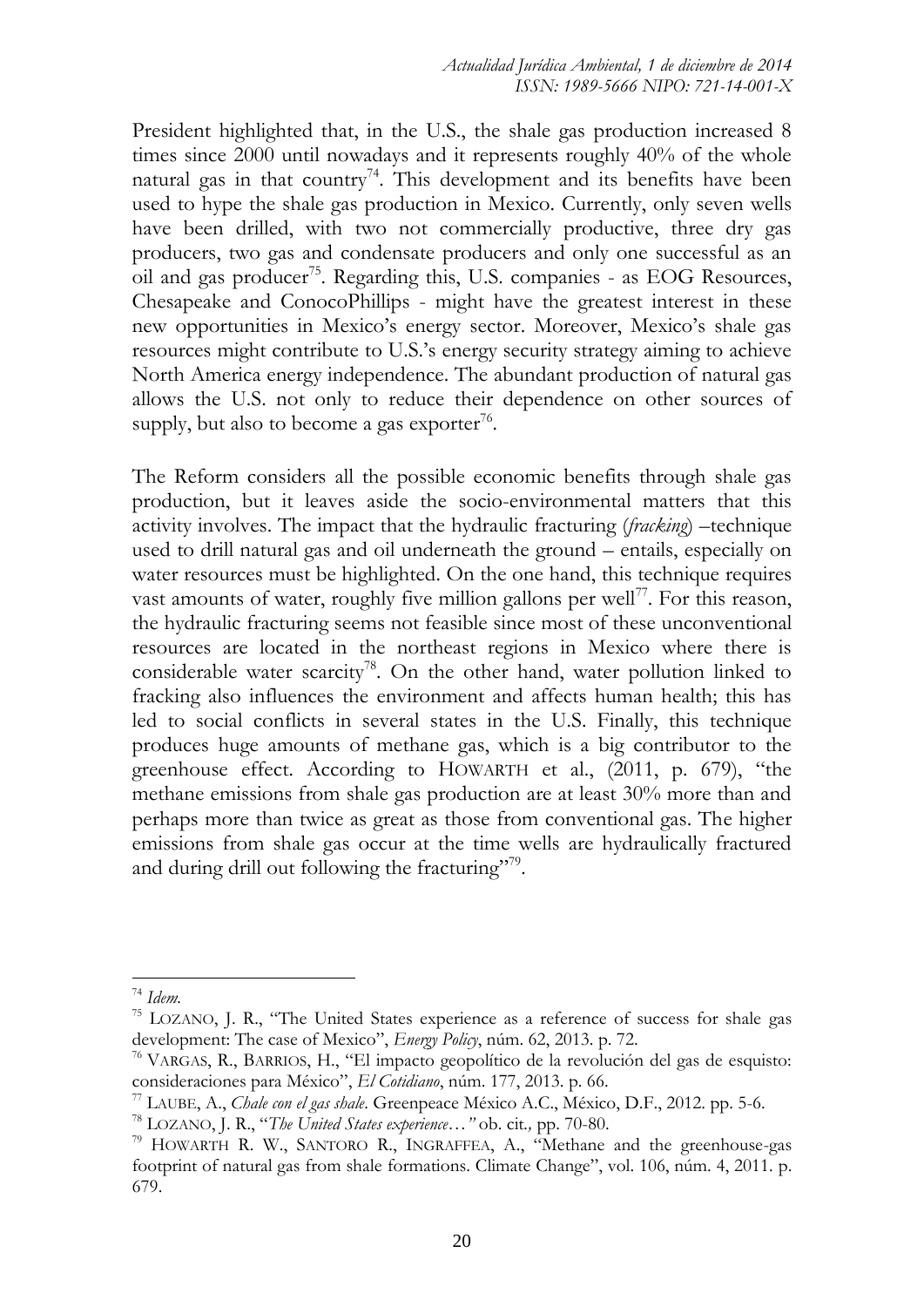President highlighted that, in the U.S., the shale gas production increased 8 times since 2000 until nowadays and it represents roughly 40% of the whole natural gas in that country[74]. This development and its benefits have been used to hype the shale gas production in Mexico. Currently, only seven wells have been drilled, with two not commercially productive, three dry gas producers, two gas and condensate producers and only one successful as an oil and gas producer[75]. Regarding this, U.S. companies - as EOG Resources, Chesapeake and ConocoPhillips - might have the greatest interest in these new opportunities in Mexico's energy sector. Moreover, Mexico's shale gas resources might contribute to U.S.'s energy security strategy aiming to achieve North America energy independence. The abundant production of natural gas allows the U.S. not only to reduce their dependence on other sources of supply, but also to become a gas exporter[76].

The Reform considers all the possible economic benefits through shale gas production, but it leaves aside the socio-environmental matters that this activity involves. The impact that the hydraulic fracturing (*fracking*) –technique used to drill natural gas and oil underneath the ground – entails, especially on water resources must be highlighted. On the one hand, this technique requires vast amounts of water, roughly five million gallons per well[77]. For this reason, the hydraulic fracturing seems not feasible since most of these unconventional resources are located in the northeast regions in Mexico where there is considerable water scarcity[78]. On the other hand, water pollution linked to fracking also influences the environment and affects human health; this has led to social conflicts in several states in the U.S. Finally, this technique produces huge amounts of methane gas, which is a big contributor to the greenhouse effect. According to HOWARTH et al., (2011, p. 679), "the methane emissions from shale gas production are at least 30% more than and perhaps more than twice as great as those from conventional gas. The higher emissions from shale gas occur at the time wells are hydraulically fractured and during drill out following the fracturing"[79].

---

[74] *Idem.*

[75] LOZANO, J. R., "The United States experience as a reference of success for shale gas development: The case of Mexico", *Energy Policy*, núm. 62, 2013. p. 72.

[76] VARGAS, R., BARRIOS, H., "El impacto geopolítico de la revolución del gas de esquisto: consideraciones para México", *El Cotidiano*, núm. 177, 2013. p. 66.

[77] LAUBE, A., *Chale con el gas shale*. Greenpeace México A.C., México, D.F., 2012. pp. 5-6.

[78] LOZANO, J. R., "*The United States experience…"* ob. cit*.,* pp. 70-80.

[79] HOWARTH R. W., SANTORO R., INGRAFFEA, A., "Methane and the greenhouse-gas footprint of natural gas from shale formations. Climate Change", vol. 106, núm. 4, 2011. p. 679.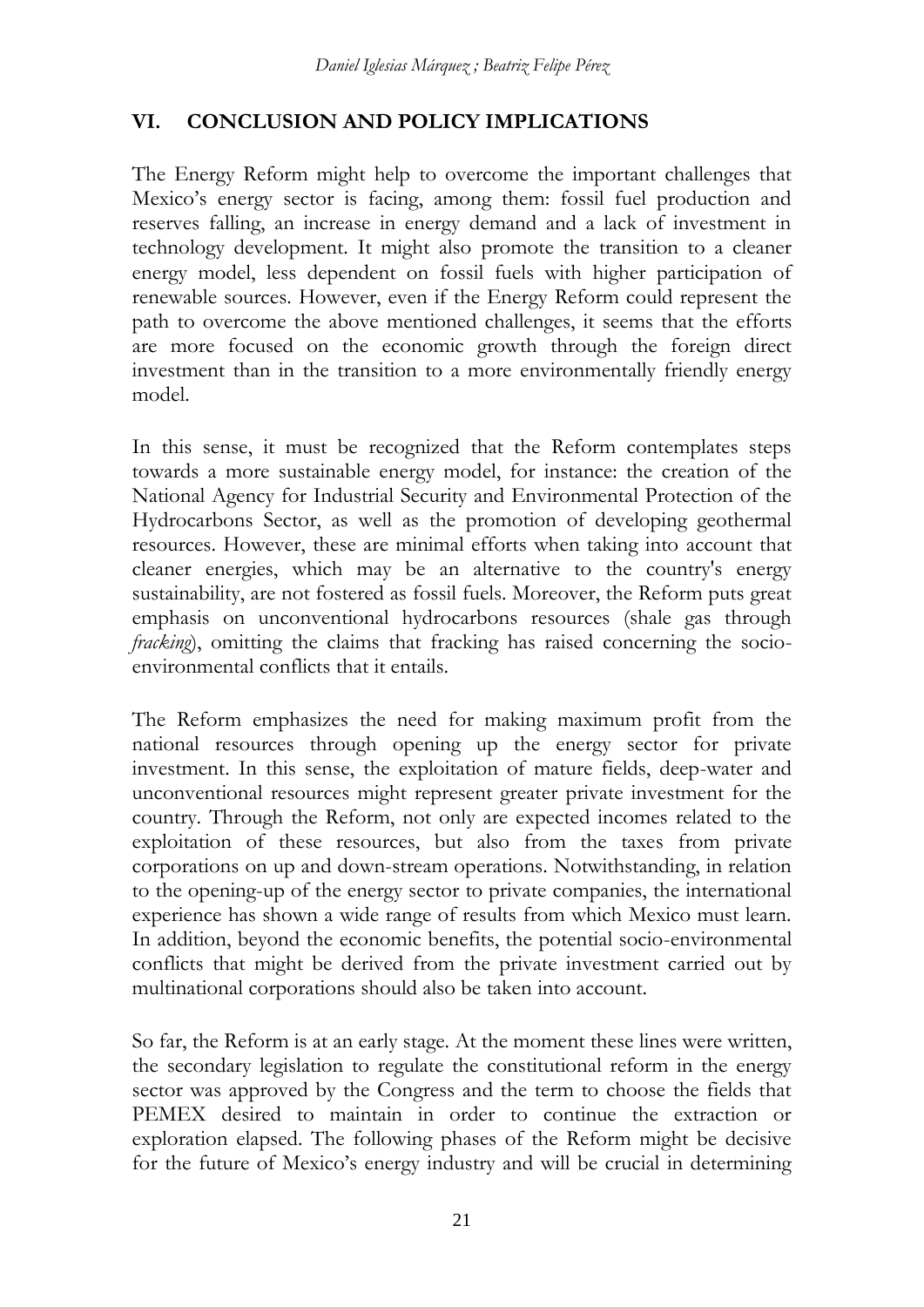## VI. CONCLUSION AND POLICY IMPLICATIONS

The Energy Reform might help to overcome the important challenges that Mexico's energy sector is facing, among them: fossil fuel production and reserves falling, an increase in energy demand and a lack of investment in technology development. It might also promote the transition to a cleaner energy model, less dependent on fossil fuels with higher participation of renewable sources. However, even if the Energy Reform could represent the path to overcome the above mentioned challenges, it seems that the efforts are more focused on the economic growth through the foreign direct investment than in the transition to a more environmentally friendly energy model.

In this sense, it must be recognized that the Reform contemplates steps towards a more sustainable energy model, for instance: the creation of the National Agency for Industrial Security and Environmental Protection of the Hydrocarbons Sector, as well as the promotion of developing geothermal resources. However, these are minimal efforts when taking into account that cleaner energies, which may be an alternative to the country's energy sustainability, are not fostered as fossil fuels. Moreover, the Reform puts great emphasis on unconventional hydrocarbons resources (shale gas through *fracking*), omitting the claims that fracking has raised concerning the socio-environmental conflicts that it entails.

The Reform emphasizes the need for making maximum profit from the national resources through opening up the energy sector for private investment. In this sense, the exploitation of mature fields, deep-water and unconventional resources might represent greater private investment for the country. Through the Reform, not only are expected incomes related to the exploitation of these resources, but also from the taxes from private corporations on up and down-stream operations. Notwithstanding, in relation to the opening-up of the energy sector to private companies, the international experience has shown a wide range of results from which Mexico must learn. In addition, beyond the economic benefits, the potential socio-environmental conflicts that might be derived from the private investment carried out by multinational corporations should also be taken into account.

So far, the Reform is at an early stage. At the moment these lines were written, the secondary legislation to regulate the constitutional reform in the energy sector was approved by the Congress and the term to choose the fields that PEMEX desired to maintain in order to continue the extraction or exploration elapsed. The following phases of the Reform might be decisive for the future of Mexico's energy industry and will be crucial in determining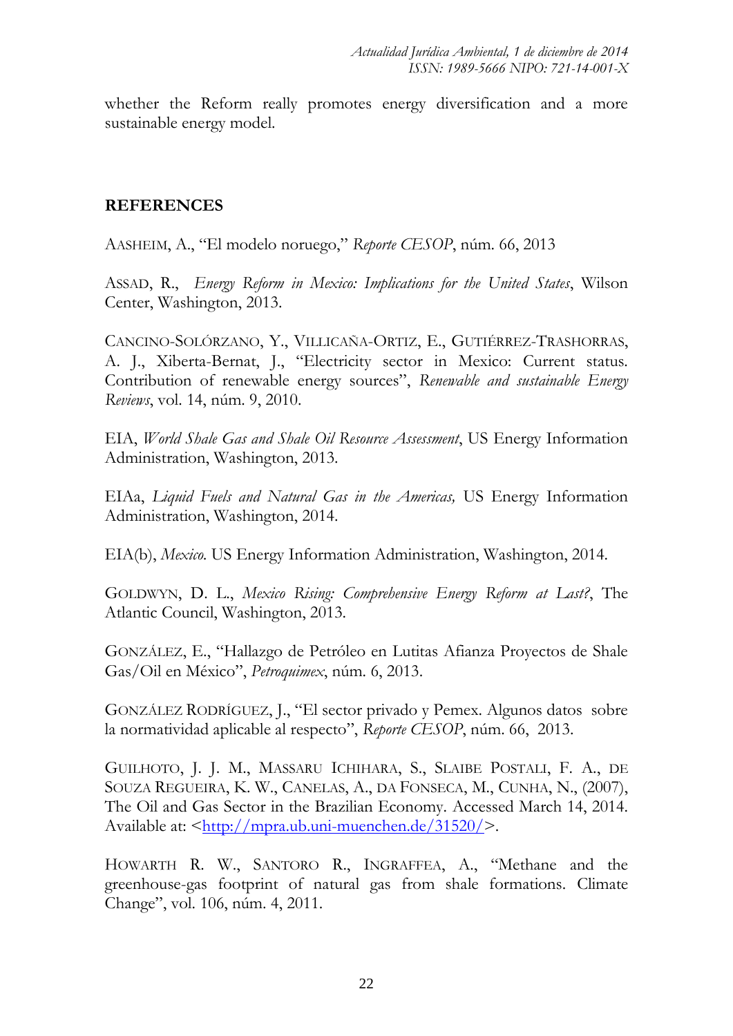whether the Reform really promotes energy diversification and a more sustainable energy model.

## REFERENCES

AASHEIM, A., "El modelo noruego," *Reporte CESOP*, núm. 66, 2013

ASSAD, R., *Energy Reform in Mexico: Implications for the United States*, Wilson Center, Washington, 2013.

CANCINO-SOLÓRZANO, Y., VILLICAÑA-ORTIZ, E., GUTIÉRREZ-TRASHORRAS, A. J., Xiberta-Bernat, J., "Electricity sector in Mexico: Current status. Contribution of renewable energy sources", *Renewable and sustainable Energy Reviews*, vol. 14, núm. 9, 2010.

EIA, *World Shale Gas and Shale Oil Resource Assessment*, US Energy Information Administration, Washington, 2013.

EIAa, *Liquid Fuels and Natural Gas in the Americas,* US Energy Information Administration, Washington, 2014.

EIA(b), *Mexico.* US Energy Information Administration, Washington, 2014.

GOLDWYN, D. L., *Mexico Rising: Comprehensive Energy Reform at Last?*, The Atlantic Council, Washington, 2013.

GONZÁLEZ, E., "Hallazgo de Petróleo en Lutitas Afianza Proyectos de Shale Gas/Oil en México", *Petroquimex*, núm. 6, 2013.

GONZÁLEZ RODRÍGUEZ, J., "El sector privado y Pemex. Algunos datos sobre la normatividad aplicable al respecto", *Reporte CESOP*, núm. 66, 2013.

GUILHOTO, J. J. M., MASSARU ICHIHARA, S., SLAIBE POSTALI, F. A., DE SOUZA REGUEIRA, K. W., CANELAS, A., DA FONSECA, M., CUNHA, N., (2007), The Oil and Gas Sector in the Brazilian Economy. Accessed March 14, 2014. Available at: <http://mpra.ub.uni-muenchen.de/31520/>.

HOWARTH R. W., SANTORO R., INGRAFFEA, A., "Methane and the greenhouse-gas footprint of natural gas from shale formations. Climate Change", vol. 106, núm. 4, 2011.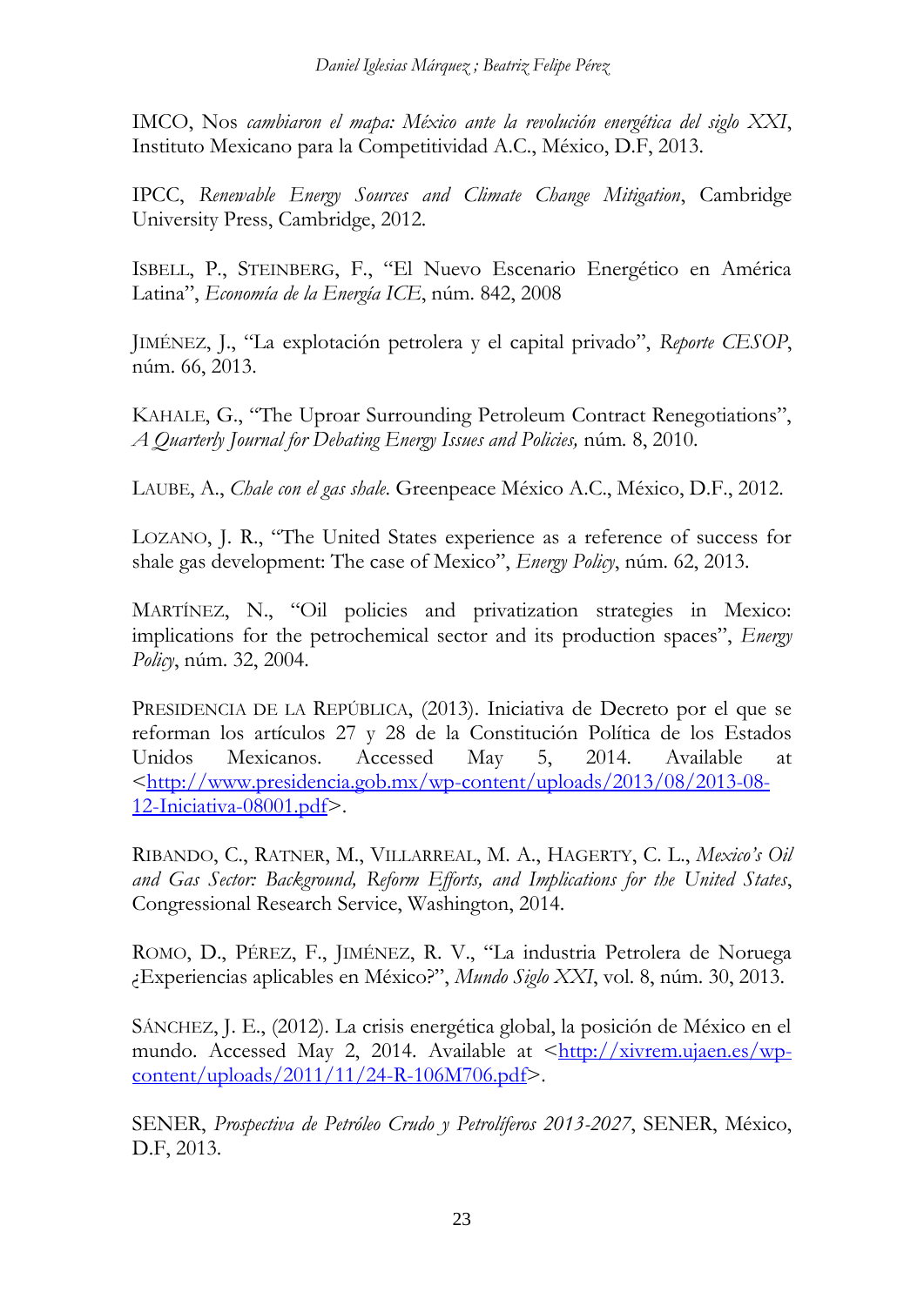IMCO, Nos *cambiaron el mapa: México ante la revolución energética del siglo XXI*, Instituto Mexicano para la Competitividad A.C., México, D.F, 2013.

IPCC, *Renewable Energy Sources and Climate Change Mitigation*, Cambridge University Press, Cambridge, 2012.

ISBELL, P., STEINBERG, F., "El Nuevo Escenario Energético en América Latina", *Economía de la Energía ICE*, núm. 842, 2008

JIMÉNEZ, J., "La explotación petrolera y el capital privado", *Reporte CESOP*, núm. 66, 2013.

KAHALE, G., "The Uproar Surrounding Petroleum Contract Renegotiations", *A Quarterly Journal for Debating Energy Issues and Policies,* núm. 8, 2010.

LAUBE, A., *Chale con el gas shale*. Greenpeace México A.C., México, D.F., 2012.

LOZANO, J. R., "The United States experience as a reference of success for shale gas development: The case of Mexico", *Energy Policy*, núm. 62, 2013.

MARTÍNEZ, N., "Oil policies and privatization strategies in Mexico: implications for the petrochemical sector and its production spaces", *Energy Policy*, núm. 32, 2004.

PRESIDENCIA DE LA REPÚBLICA, (2013). Iniciativa de Decreto por el que se reforman los artículos 27 y 28 de la Constitución Política de los Estados Unidos Mexicanos. Accessed May 5, 2014. Available at <http://www.presidencia.gob.mx/wp-content/uploads/2013/08/2013-08-12-Iniciativa-08001.pdf>.

RIBANDO, C., RATNER, M., VILLARREAL, M. A., HAGERTY, C. L., *Mexico's Oil and Gas Sector: Background, Reform Efforts, and Implications for the United States*, Congressional Research Service, Washington, 2014.

ROMO, D., PÉREZ, F., JIMÉNEZ, R. V., "La industria Petrolera de Noruega ¿Experiencias aplicables en México?", *Mundo Siglo XXI*, vol. 8, núm. 30, 2013.

SÁNCHEZ, J. E., (2012). La crisis energética global, la posición de México en el mundo. Accessed May 2, 2014. Available at <http://xivrem.ujaen.es/wp-content/uploads/2011/11/24-R-106M706.pdf>.

SENER, *Prospectiva de Petróleo Crudo y Petrolíferos 2013-2027*, SENER, México, D.F, 2013.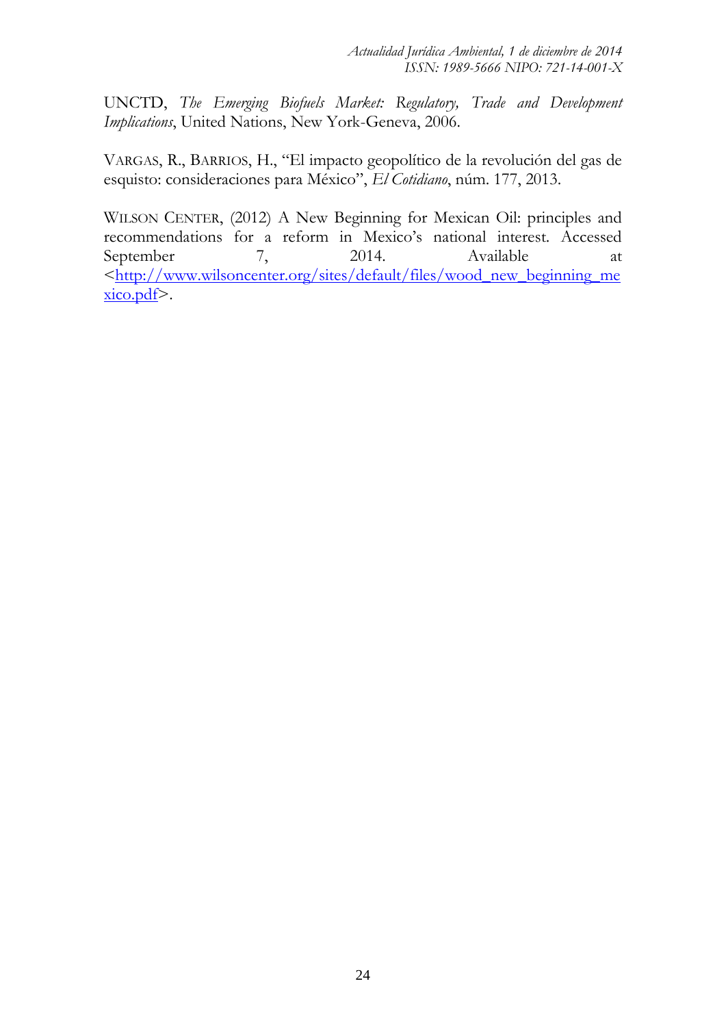UNCTD, *The Emerging Biofuels Market: Regulatory, Trade and Development Implications*, United Nations, New York-Geneva, 2006.

VARGAS, R., BARRIOS, H., "El impacto geopolítico de la revolución del gas de esquisto: consideraciones para México", *El Cotidiano*, núm. 177, 2013.

WILSON CENTER, (2012) A New Beginning for Mexican Oil: principles and recommendations for a reform in Mexico's national interest. Accessed September 7, 2014. Available at <http://www.wilsoncenter.org/sites/default/files/wood_new_beginning_mexico.pdf>.